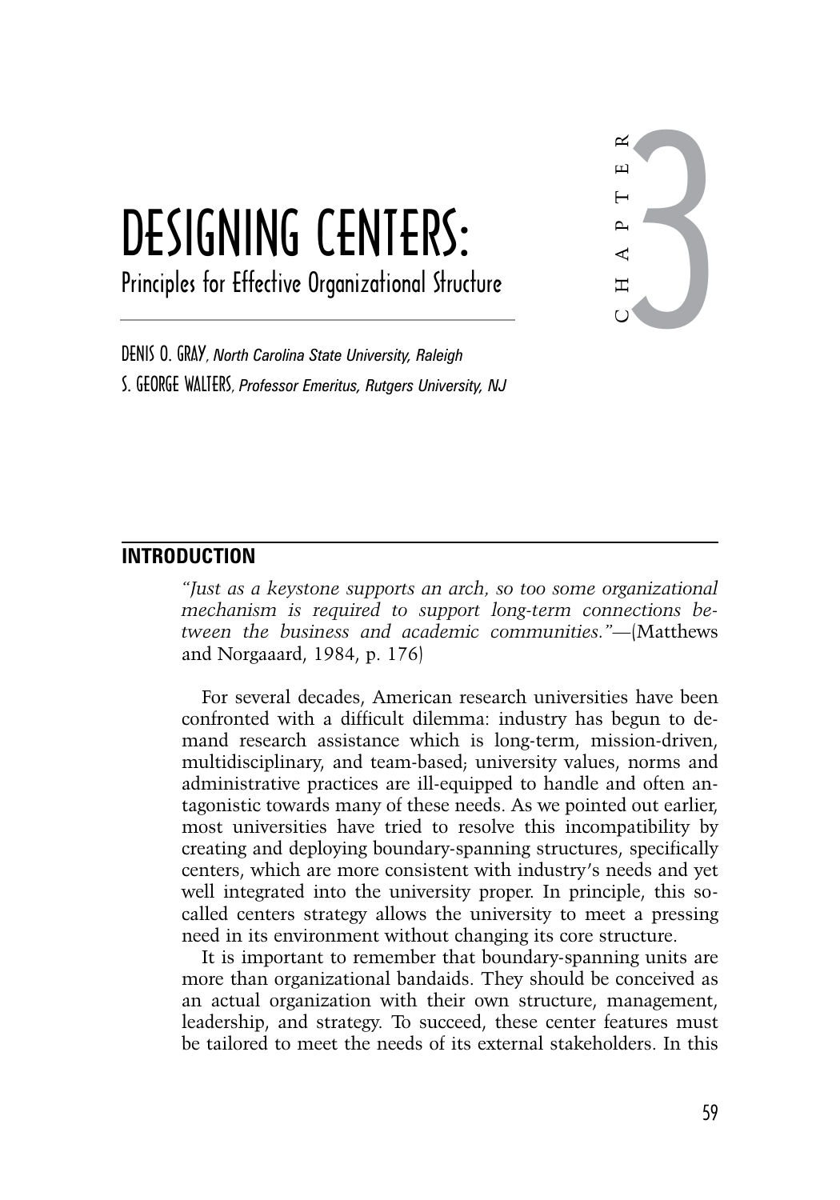# CHAPTER 3

# DESIGNING CENTERS:

## Principles for Effective Organizational Structure

DENIS O. GRAY, *North Carolina State University, Raleigh*

S. GEORGE WALTERS, *Professor Emeritus, Rutgers University, NJ*

## INTRODUCTION

*"Just as a keystone supports an arch, so too some organizational mechanism is required to support long-term connections between the business and academic communities."*—(Matthews and Norgaaard, 1984, p. 176)

For several decades, American research universities have been confronted with a difficult dilemma: industry has begun to demand research assistance which is long-term, mission-driven, multidisciplinary, and team-based; university values, norms and administrative practices are ill-equipped to handle and often antagonistic towards many of these needs. As we pointed out earlier, most universities have tried to resolve this incompatibility by creating and deploying boundary-spanning structures, specifically centers, which are more consistent with industry's needs and yet well integrated into the university proper. In principle, this so-called centers strategy allows the university to meet a pressing need in its environment without changing its core structure.

It is important to remember that boundary-spanning units are more than organizational bandaids. They should be conceived as an actual organization with their own structure, management, leadership, and strategy. To succeed, these center features must be tailored to meet the needs of its external stakeholders. In this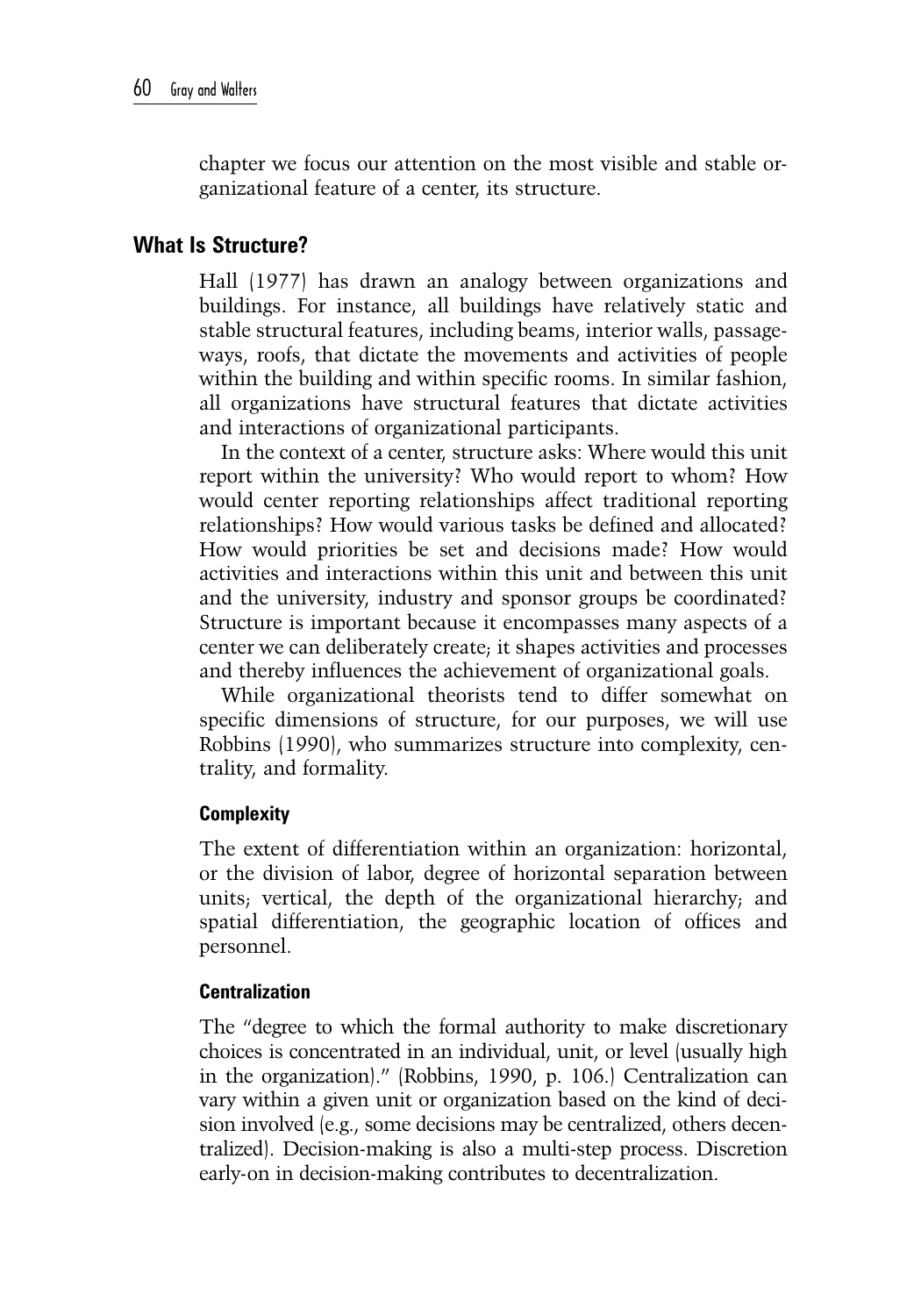chapter we focus our attention on the most visible and stable organizational feature of a center, its structure.

## What Is Structure?

Hall (1977) has drawn an analogy between organizations and buildings. For instance, all buildings have relatively static and stable structural features, including beams, interior walls, passageways, roofs, that dictate the movements and activities of people within the building and within specific rooms. In similar fashion, all organizations have structural features that dictate activities and interactions of organizational participants.

In the context of a center, structure asks: Where would this unit report within the university? Who would report to whom? How would center reporting relationships affect traditional reporting relationships? How would various tasks be defined and allocated? How would priorities be set and decisions made? How would activities and interactions within this unit and between this unit and the university, industry and sponsor groups be coordinated? Structure is important because it encompasses many aspects of a center we can deliberately create; it shapes activities and processes and thereby influences the achievement of organizational goals.

While organizational theorists tend to differ somewhat on specific dimensions of structure, for our purposes, we will use Robbins (1990), who summarizes structure into complexity, centrality, and formality.

### Complexity

The extent of differentiation within an organization: horizontal, or the division of labor, degree of horizontal separation between units; vertical, the depth of the organizational hierarchy; and spatial differentiation, the geographic location of offices and personnel.

### Centralization

The "degree to which the formal authority to make discretionary choices is concentrated in an individual, unit, or level (usually high in the organization)." (Robbins, 1990, p. 106.) Centralization can vary within a given unit or organization based on the kind of decision involved (e.g., some decisions may be centralized, others decentralized). Decision-making is also a multi-step process. Discretion early-on in decision-making contributes to decentralization.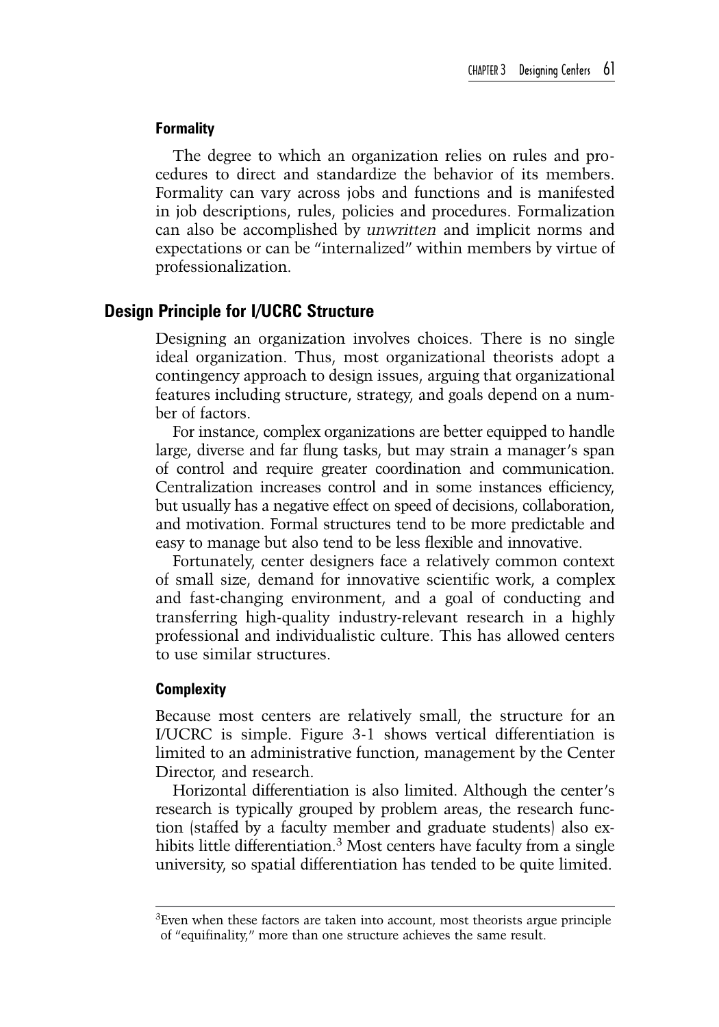#### Formality

The degree to which an organization relies on rules and procedures to direct and standardize the behavior of its members. Formality can vary across jobs and functions and is manifested in job descriptions, rules, policies and procedures. Formalization can also be accomplished by *unwritten* and implicit norms and expectations or can be "internalized" within members by virtue of professionalization.

### Design Principle for I/UCRC Structure

Designing an organization involves choices. There is no single ideal organization. Thus, most organizational theorists adopt a contingency approach to design issues, arguing that organizational features including structure, strategy, and goals depend on a number of factors.

For instance, complex organizations are better equipped to handle large, diverse and far flung tasks, but may strain a manager's span of control and require greater coordination and communication. Centralization increases control and in some instances efficiency, but usually has a negative effect on speed of decisions, collaboration, and motivation. Formal structures tend to be more predictable and easy to manage but also tend to be less flexible and innovative.

Fortunately, center designers face a relatively common context of small size, demand for innovative scientific work, a complex and fast-changing environment, and a goal of conducting and transferring high-quality industry-relevant research in a highly professional and individualistic culture. This has allowed centers to use similar structures.

#### Complexity

Because most centers are relatively small, the structure for an I/UCRC is simple. Figure 3-1 shows vertical differentiation is limited to an administrative function, management by the Center Director, and research.

Horizontal differentiation is also limited. Although the center's research is typically grouped by problem areas, the research function (staffed by a faculty member and graduate students) also exhibits little differentiation.[3] Most centers have faculty from a single university, so spatial differentiation has tended to be quite limited.

---

[3]Even when these factors are taken into account, most theorists argue principle of "equifinality," more than one structure achieves the same result.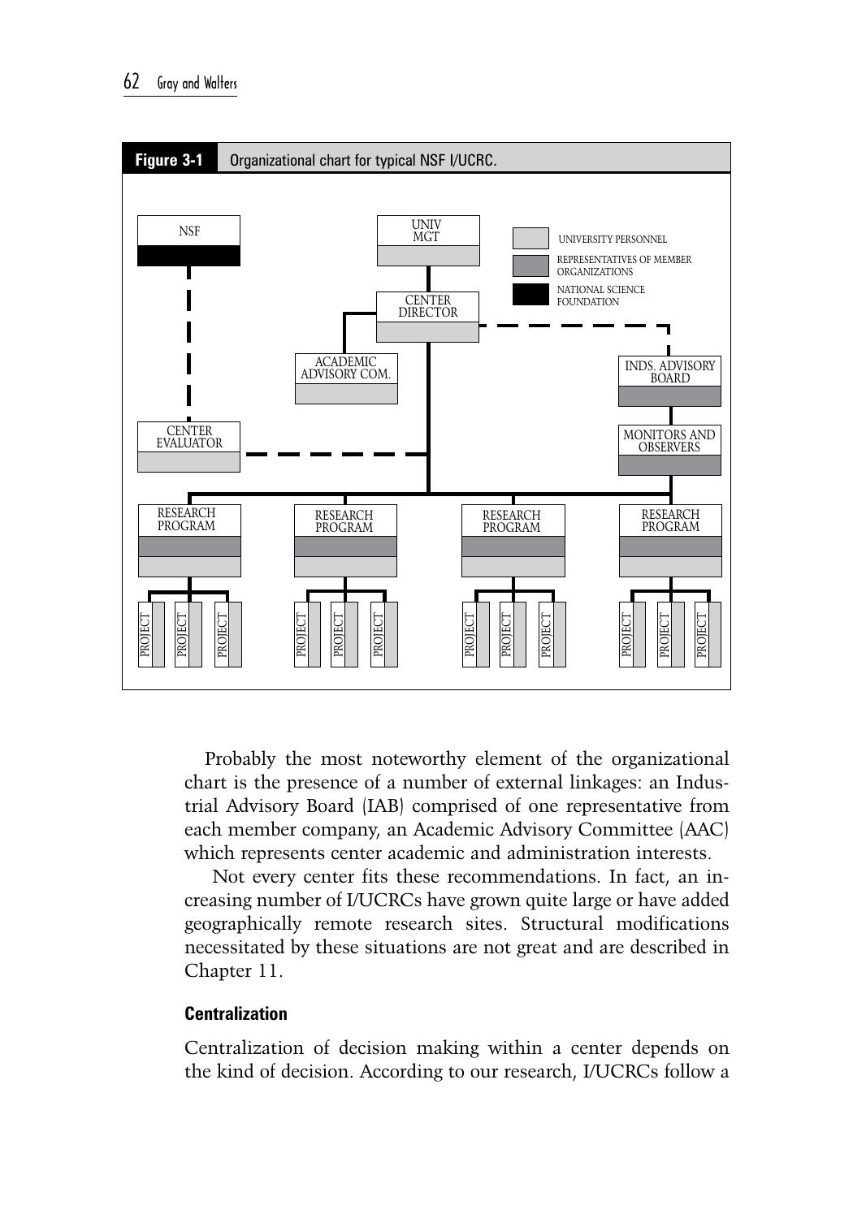**Figure 3-1** Organizational chart for typical NSF I/UCRC.

Probably the most noteworthy element of the organizational chart is the presence of a number of external linkages: an Industrial Advisory Board (IAB) comprised of one representative from each member company, an Academic Advisory Committee (AAC) which represents center academic and administration interests.

Not every center fits these recommendations. In fact, an increasing number of I/UCRCs have grown quite large or have added geographically remote research sites. Structural modifications necessitated by these situations are not great and are described in Chapter 11.

### Centralization

Centralization of decision making within a center depends on the kind of decision. According to our research, I/UCRCs follow a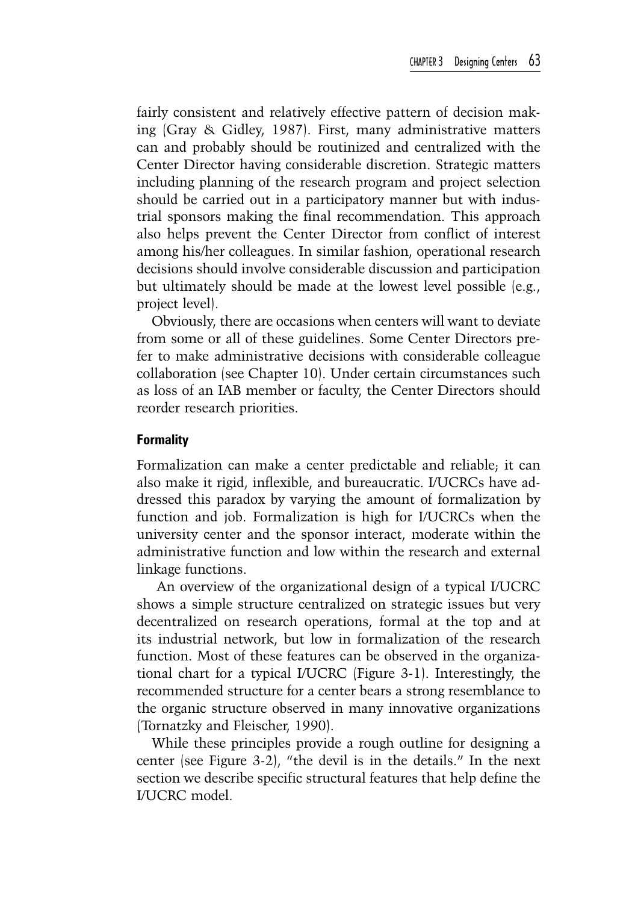fairly consistent and relatively effective pattern of decision making (Gray & Gidley, 1987). First, many administrative matters can and probably should be routinized and centralized with the Center Director having considerable discretion. Strategic matters including planning of the research program and project selection should be carried out in a participatory manner but with industrial sponsors making the final recommendation. This approach also helps prevent the Center Director from conflict of interest among his/her colleagues. In similar fashion, operational research decisions should involve considerable discussion and participation but ultimately should be made at the lowest level possible (e.g., project level).

Obviously, there are occasions when centers will want to deviate from some or all of these guidelines. Some Center Directors prefer to make administrative decisions with considerable colleague collaboration (see Chapter 10). Under certain circumstances such as loss of an IAB member or faculty, the Center Directors should reorder research priorities.

#### Formality

Formalization can make a center predictable and reliable; it can also make it rigid, inflexible, and bureaucratic. I/UCRCs have addressed this paradox by varying the amount of formalization by function and job. Formalization is high for I/UCRCs when the university center and the sponsor interact, moderate within the administrative function and low within the research and external linkage functions.

An overview of the organizational design of a typical I/UCRC shows a simple structure centralized on strategic issues but very decentralized on research operations, formal at the top and at its industrial network, but low in formalization of the research function. Most of these features can be observed in the organizational chart for a typical I/UCRC (Figure 3-1). Interestingly, the recommended structure for a center bears a strong resemblance to the organic structure observed in many innovative organizations (Tornatzky and Fleischer, 1990).

While these principles provide a rough outline for designing a center (see Figure 3-2), "the devil is in the details." In the next section we describe specific structural features that help define the I/UCRC model.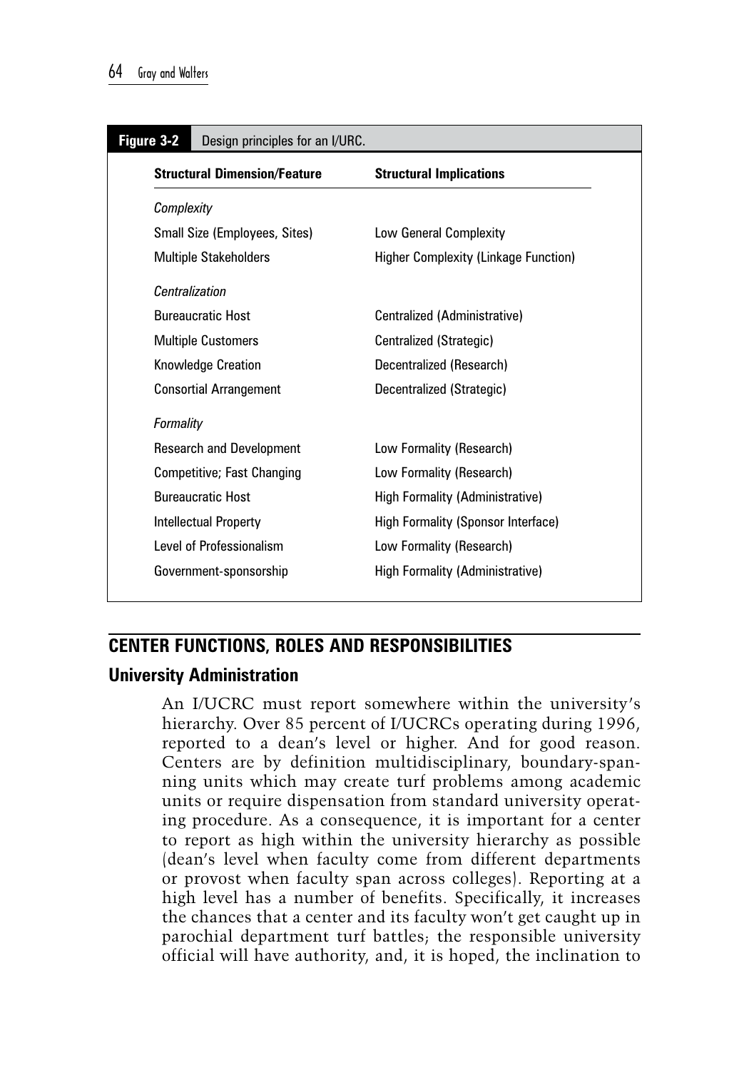**Figure 3-2** Design principles for an I/URC.

| Structural Dimension/Feature | Structural Implications |
|---|---|
| *Complexity* | |
| Small Size (Employees, Sites) | Low General Complexity |
| Multiple Stakeholders | Higher Complexity (Linkage Function) |
| *Centralization* | |
| Bureaucratic Host | Centralized (Administrative) |
| Multiple Customers | Centralized (Strategic) |
| Knowledge Creation | Decentralized (Research) |
| Consortial Arrangement | Decentralized (Strategic) |
| *Formality* | |
| Research and Development | Low Formality (Research) |
| Competitive; Fast Changing | Low Formality (Research) |
| Bureaucratic Host | High Formality (Administrative) |
| Intellectual Property | High Formality (Sponsor Interface) |
| Level of Professionalism | Low Formality (Research) |
| Government-sponsorship | High Formality (Administrative) |

## CENTER FUNCTIONS, ROLES AND RESPONSIBILITIES

### University Administration

An I/UCRC must report somewhere within the university's hierarchy. Over 85 percent of I/UCRCs operating during 1996, reported to a dean's level or higher. And for good reason. Centers are by definition multidisciplinary, boundary-spanning units which may create turf problems among academic units or require dispensation from standard university operating procedure. As a consequence, it is important for a center to report as high within the university hierarchy as possible (dean's level when faculty come from different departments or provost when faculty span across colleges). Reporting at a high level has a number of benefits. Specifically, it increases the chances that a center and its faculty won't get caught up in parochial department turf battles; the responsible university official will have authority, and, it is hoped, the inclination to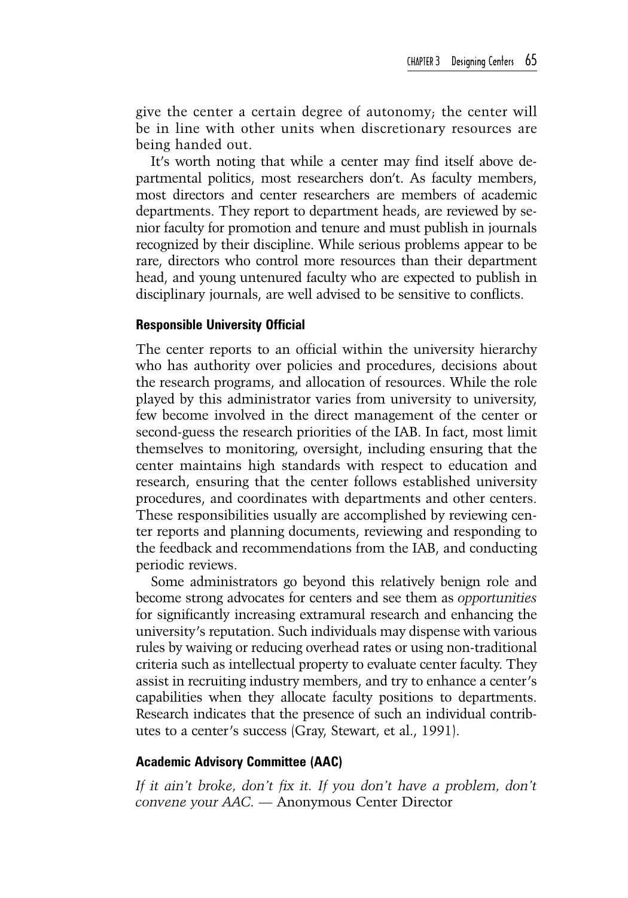give the center a certain degree of autonomy; the center will be in line with other units when discretionary resources are being handed out.

It's worth noting that while a center may find itself above departmental politics, most researchers don't. As faculty members, most directors and center researchers are members of academic departments. They report to department heads, are reviewed by senior faculty for promotion and tenure and must publish in journals recognized by their discipline. While serious problems appear to be rare, directors who control more resources than their department head, and young untenured faculty who are expected to publish in disciplinary journals, are well advised to be sensitive to conflicts.

### Responsible University Official

The center reports to an official within the university hierarchy who has authority over policies and procedures, decisions about the research programs, and allocation of resources. While the role played by this administrator varies from university to university, few become involved in the direct management of the center or second-guess the research priorities of the IAB. In fact, most limit themselves to monitoring, oversight, including ensuring that the center maintains high standards with respect to education and research, ensuring that the center follows established university procedures, and coordinates with departments and other centers. These responsibilities usually are accomplished by reviewing center reports and planning documents, reviewing and responding to the feedback and recommendations from the IAB, and conducting periodic reviews.

Some administrators go beyond this relatively benign role and become strong advocates for centers and see them as *opportunities* for significantly increasing extramural research and enhancing the university's reputation. Such individuals may dispense with various rules by waiving or reducing overhead rates or using non-traditional criteria such as intellectual property to evaluate center faculty. They assist in recruiting industry members, and try to enhance a center's capabilities when they allocate faculty positions to departments. Research indicates that the presence of such an individual contributes to a center's success (Gray, Stewart, et al., 1991).

### Academic Advisory Committee (AAC)

*If it ain't broke, don't fix it. If you don't have a problem, don't convene your AAC.* — Anonymous Center Director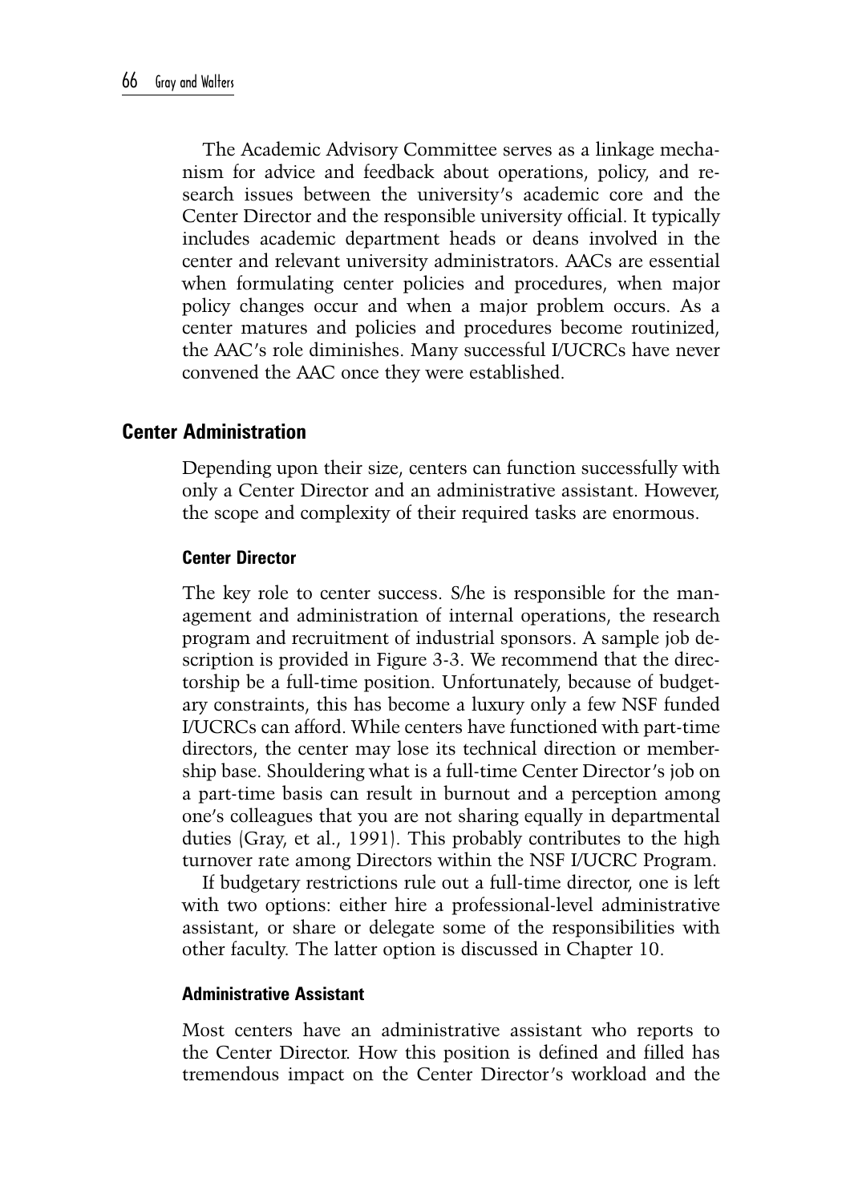The Academic Advisory Committee serves as a linkage mechanism for advice and feedback about operations, policy, and research issues between the university's academic core and the Center Director and the responsible university official. It typically includes academic department heads or deans involved in the center and relevant university administrators. AACs are essential when formulating center policies and procedures, when major policy changes occur and when a major problem occurs. As a center matures and policies and procedures become routinized, the AAC's role diminishes. Many successful I/UCRCs have never convened the AAC once they were established.

## Center Administration

Depending upon their size, centers can function successfully with only a Center Director and an administrative assistant. However, the scope and complexity of their required tasks are enormous.

### Center Director

The key role to center success. S/he is responsible for the management and administration of internal operations, the research program and recruitment of industrial sponsors. A sample job description is provided in Figure 3-3. We recommend that the directorship be a full-time position. Unfortunately, because of budgetary constraints, this has become a luxury only a few NSF funded I/UCRCs can afford. While centers have functioned with part-time directors, the center may lose its technical direction or membership base. Shouldering what is a full-time Center Director's job on a part-time basis can result in burnout and a perception among one's colleagues that you are not sharing equally in departmental duties (Gray, et al., 1991). This probably contributes to the high turnover rate among Directors within the NSF I/UCRC Program.

If budgetary restrictions rule out a full-time director, one is left with two options: either hire a professional-level administrative assistant, or share or delegate some of the responsibilities with other faculty. The latter option is discussed in Chapter 10.

### Administrative Assistant

Most centers have an administrative assistant who reports to the Center Director. How this position is defined and filled has tremendous impact on the Center Director's workload and the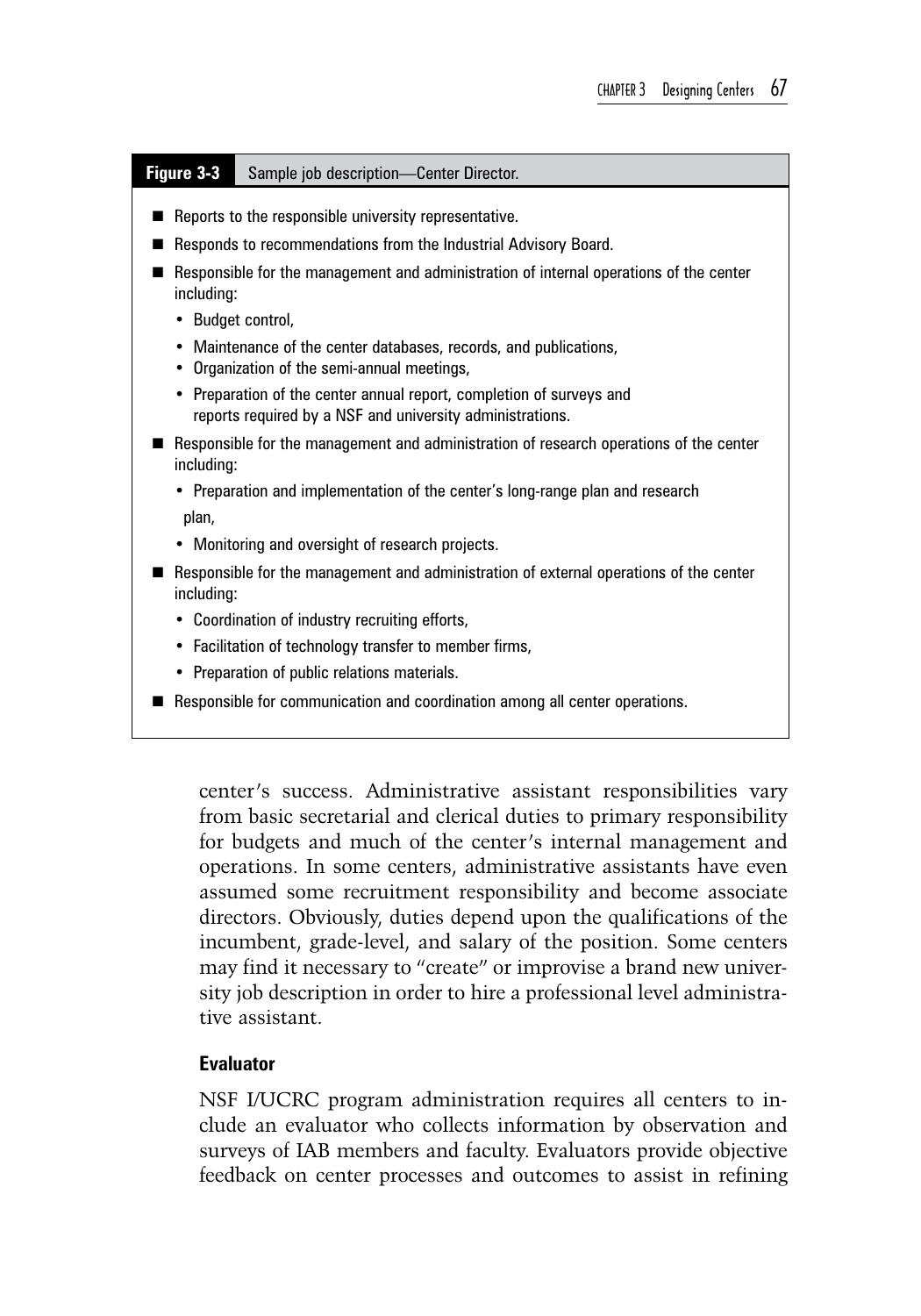**Figure 3-3** Sample job description—Center Director.

- Reports to the responsible university representative.
- Responds to recommendations from the Industrial Advisory Board.
- Responsible for the management and administration of internal operations of the center including:
  - Budget control,
  - Maintenance of the center databases, records, and publications,
  - Organization of the semi-annual meetings,
  - Preparation of the center annual report, completion of surveys and reports required by a NSF and university administrations.
- Responsible for the management and administration of research operations of the center including:
  - Preparation and implementation of the center's long-range plan and research plan,
  - Monitoring and oversight of research projects.
- Responsible for the management and administration of external operations of the center including:
  - Coordination of industry recruiting efforts,
  - Facilitation of technology transfer to member firms,
  - Preparation of public relations materials.
- Responsible for communication and coordination among all center operations.

center's success. Administrative assistant responsibilities vary from basic secretarial and clerical duties to primary responsibility for budgets and much of the center's internal management and operations. In some centers, administrative assistants have even assumed some recruitment responsibility and become associate directors. Obviously, duties depend upon the qualifications of the incumbent, grade-level, and salary of the position. Some centers may find it necessary to "create" or improvise a brand new university job description in order to hire a professional level administrative assistant.

### Evaluator

NSF I/UCRC program administration requires all centers to include an evaluator who collects information by observation and surveys of IAB members and faculty. Evaluators provide objective feedback on center processes and outcomes to assist in refining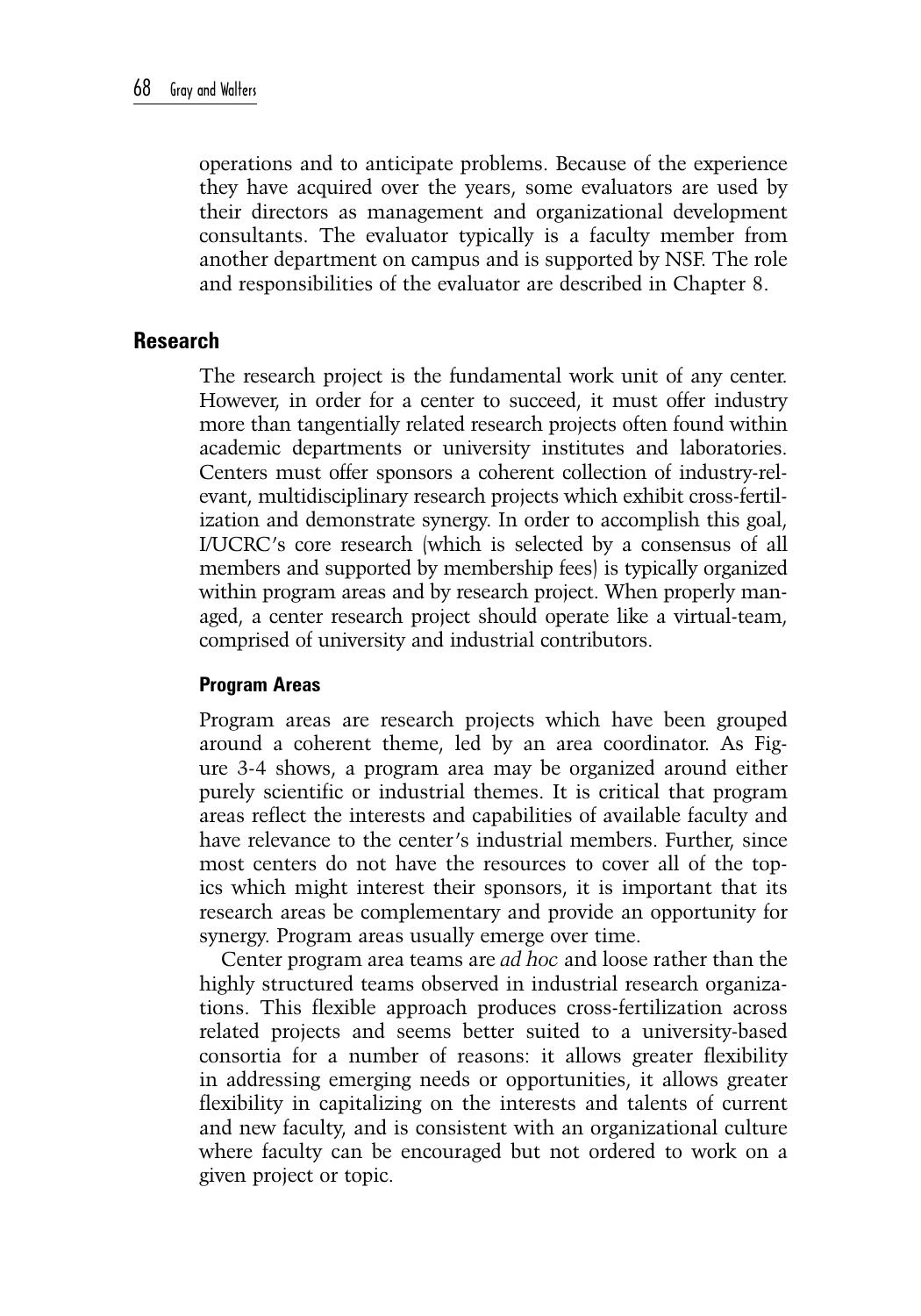operations and to anticipate problems. Because of the experience they have acquired over the years, some evaluators are used by their directors as management and organizational development consultants. The evaluator typically is a faculty member from another department on campus and is supported by NSF. The role and responsibilities of the evaluator are described in Chapter 8.

## Research

The research project is the fundamental work unit of any center. However, in order for a center to succeed, it must offer industry more than tangentially related research projects often found within academic departments or university institutes and laboratories. Centers must offer sponsors a coherent collection of industry-relevant, multidisciplinary research projects which exhibit cross-fertilization and demonstrate synergy. In order to accomplish this goal, I/UCRC's core research (which is selected by a consensus of all members and supported by membership fees) is typically organized within program areas and by research project. When properly managed, a center research project should operate like a virtual-team, comprised of university and industrial contributors.

### Program Areas

Program areas are research projects which have been grouped around a coherent theme, led by an area coordinator. As Figure 3-4 shows, a program area may be organized around either purely scientific or industrial themes. It is critical that program areas reflect the interests and capabilities of available faculty and have relevance to the center's industrial members. Further, since most centers do not have the resources to cover all of the topics which might interest their sponsors, it is important that its research areas be complementary and provide an opportunity for synergy. Program areas usually emerge over time.

Center program area teams are *ad hoc* and loose rather than the highly structured teams observed in industrial research organizations. This flexible approach produces cross-fertilization across related projects and seems better suited to a university-based consortia for a number of reasons: it allows greater flexibility in addressing emerging needs or opportunities, it allows greater flexibility in capitalizing on the interests and talents of current and new faculty, and is consistent with an organizational culture where faculty can be encouraged but not ordered to work on a given project or topic.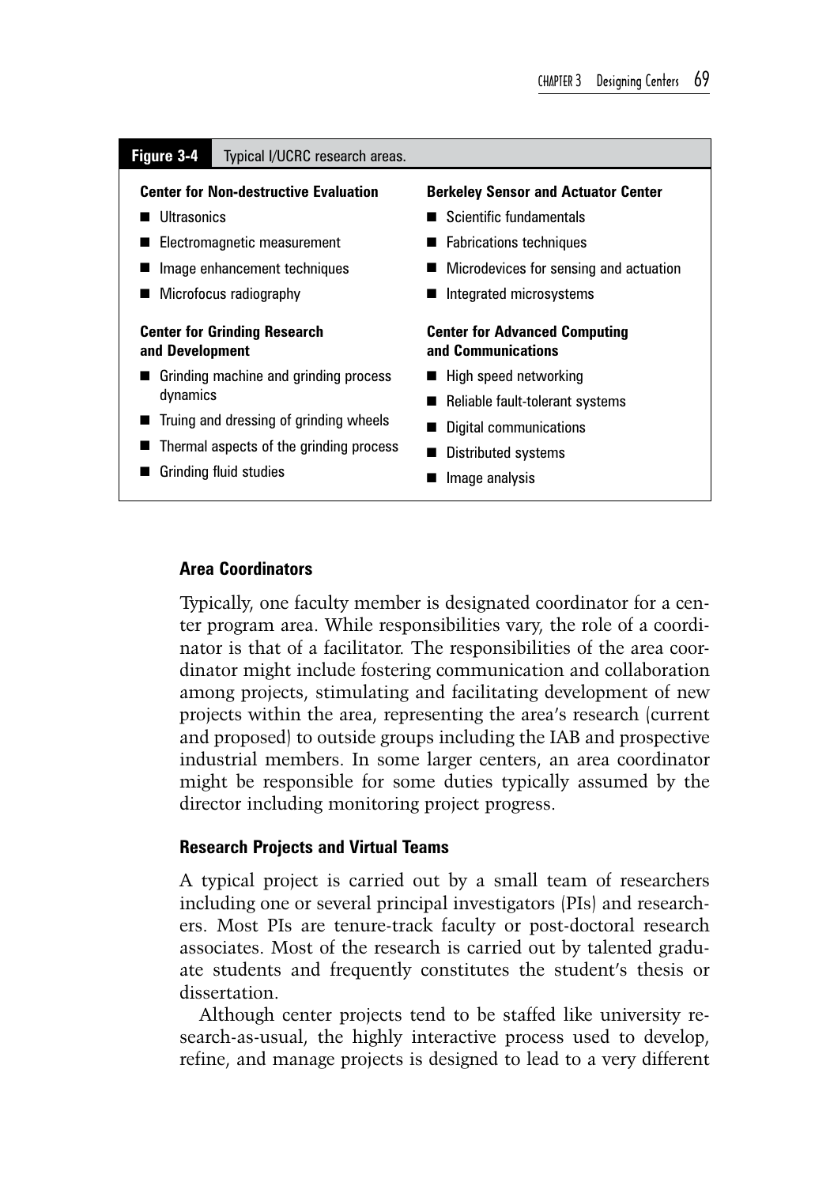**Figure 3-4** Typical I/UCRC research areas.

**Center for Non-destructive Evaluation**

- Ultrasonics
- Electromagnetic measurement
- Image enhancement techniques
- Microfocus radiography

**Center for Grinding Research and Development**

- Grinding machine and grinding process dynamics
- Truing and dressing of grinding wheels
- Thermal aspects of the grinding process
- Grinding fluid studies

**Berkeley Sensor and Actuator Center**

- Scientific fundamentals
- Fabrications techniques
- Microdevices for sensing and actuation
- Integrated microsystems

**Center for Advanced Computing and Communications**

- High speed networking
- Reliable fault-tolerant systems
- Digital communications
- Distributed systems
- Image analysis

### Area Coordinators

Typically, one faculty member is designated coordinator for a center program area. While responsibilities vary, the role of a coordinator is that of a facilitator. The responsibilities of the area coordinator might include fostering communication and collaboration among projects, stimulating and facilitating development of new projects within the area, representing the area's research (current and proposed) to outside groups including the IAB and prospective industrial members. In some larger centers, an area coordinator might be responsible for some duties typically assumed by the director including monitoring project progress.

### Research Projects and Virtual Teams

A typical project is carried out by a small team of researchers including one or several principal investigators (PIs) and researchers. Most PIs are tenure-track faculty or post-doctoral research associates. Most of the research is carried out by talented graduate students and frequently constitutes the student's thesis or dissertation.

Although center projects tend to be staffed like university research-as-usual, the highly interactive process used to develop, refine, and manage projects is designed to lead to a very different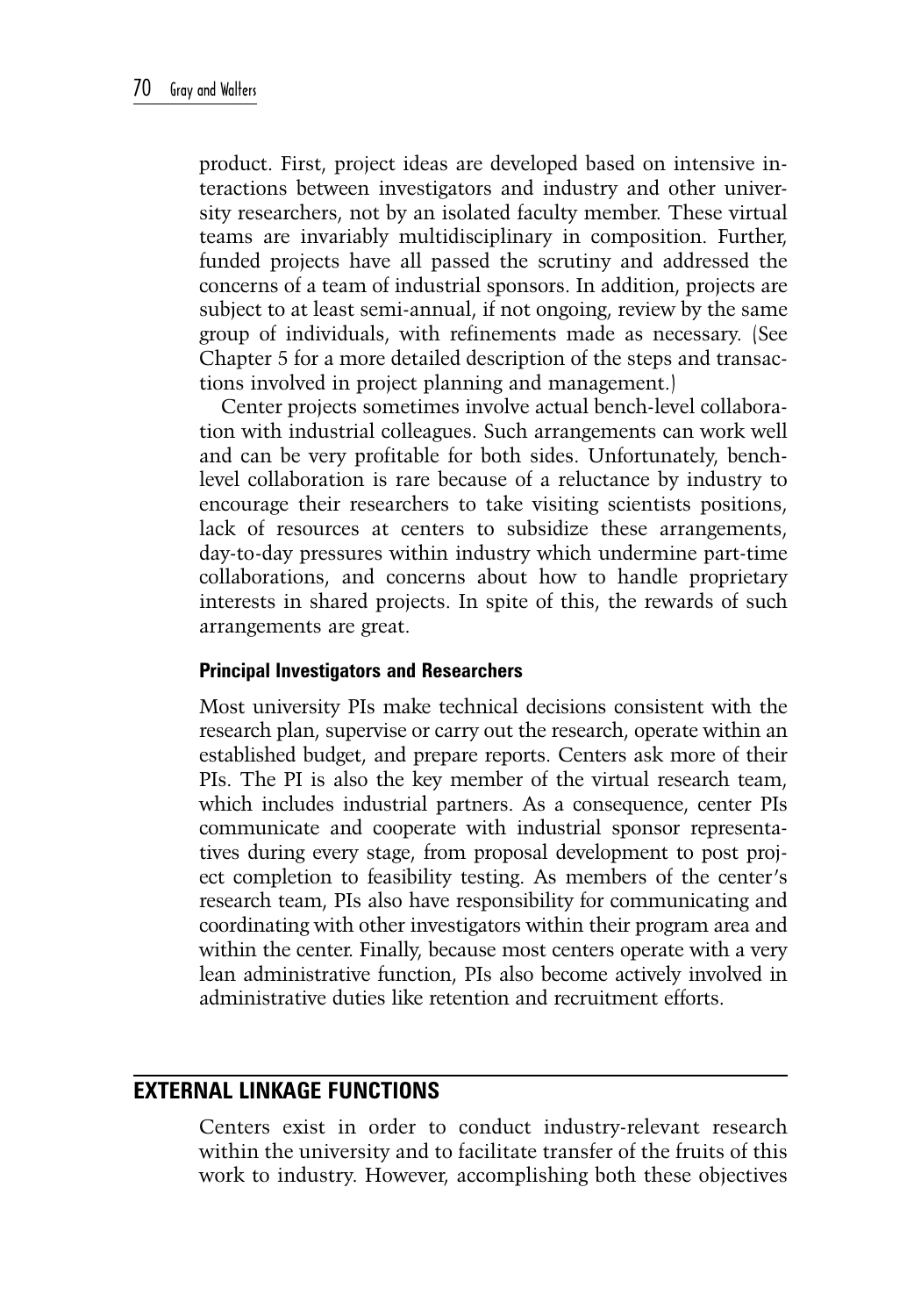product. First, project ideas are developed based on intensive interactions between investigators and industry and other university researchers, not by an isolated faculty member. These virtual teams are invariably multidisciplinary in composition. Further, funded projects have all passed the scrutiny and addressed the concerns of a team of industrial sponsors. In addition, projects are subject to at least semi-annual, if not ongoing, review by the same group of individuals, with refinements made as necessary. (See Chapter 5 for a more detailed description of the steps and transactions involved in project planning and management.)

Center projects sometimes involve actual bench-level collaboration with industrial colleagues. Such arrangements can work well and can be very profitable for both sides. Unfortunately, bench-level collaboration is rare because of a reluctance by industry to encourage their researchers to take visiting scientists positions, lack of resources at centers to subsidize these arrangements, day-to-day pressures within industry which undermine part-time collaborations, and concerns about how to handle proprietary interests in shared projects. In spite of this, the rewards of such arrangements are great.

### Principal Investigators and Researchers

Most university PIs make technical decisions consistent with the research plan, supervise or carry out the research, operate within an established budget, and prepare reports. Centers ask more of their PIs. The PI is also the key member of the virtual research team, which includes industrial partners. As a consequence, center PIs communicate and cooperate with industrial sponsor representatives during every stage, from proposal development to post project completion to feasibility testing. As members of the center's research team, PIs also have responsibility for communicating and coordinating with other investigators within their program area and within the center. Finally, because most centers operate with a very lean administrative function, PIs also become actively involved in administrative duties like retention and recruitment efforts.

## EXTERNAL LINKAGE FUNCTIONS

Centers exist in order to conduct industry-relevant research within the university and to facilitate transfer of the fruits of this work to industry. However, accomplishing both these objectives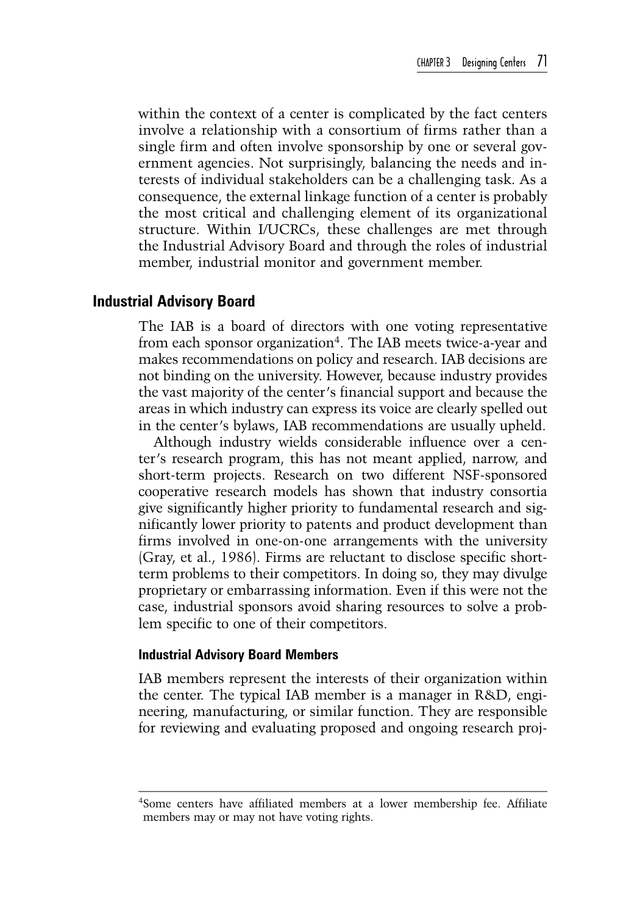within the context of a center is complicated by the fact centers involve a relationship with a consortium of firms rather than a single firm and often involve sponsorship by one or several government agencies. Not surprisingly, balancing the needs and interests of individual stakeholders can be a challenging task. As a consequence, the external linkage function of a center is probably the most critical and challenging element of its organizational structure. Within I/UCRCs, these challenges are met through the Industrial Advisory Board and through the roles of industrial member, industrial monitor and government member.

## Industrial Advisory Board

The IAB is a board of directors with one voting representative from each sponsor organization[4]. The IAB meets twice-a-year and makes recommendations on policy and research. IAB decisions are not binding on the university. However, because industry provides the vast majority of the center's financial support and because the areas in which industry can express its voice are clearly spelled out in the center's bylaws, IAB recommendations are usually upheld.

Although industry wields considerable influence over a center's research program, this has not meant applied, narrow, and short-term projects. Research on two different NSF-sponsored cooperative research models has shown that industry consortia give significantly higher priority to fundamental research and significantly lower priority to patents and product development than firms involved in one-on-one arrangements with the university (Gray, et al., 1986). Firms are reluctant to disclose specific short-term problems to their competitors. In doing so, they may divulge proprietary or embarrassing information. Even if this were not the case, industrial sponsors avoid sharing resources to solve a problem specific to one of their competitors.

### Industrial Advisory Board Members

IAB members represent the interests of their organization within the center. The typical IAB member is a manager in R&D, engineering, manufacturing, or similar function. They are responsible for reviewing and evaluating proposed and ongoing research proj-

---

[4]Some centers have affiliated members at a lower membership fee. Affiliate members may or may not have voting rights.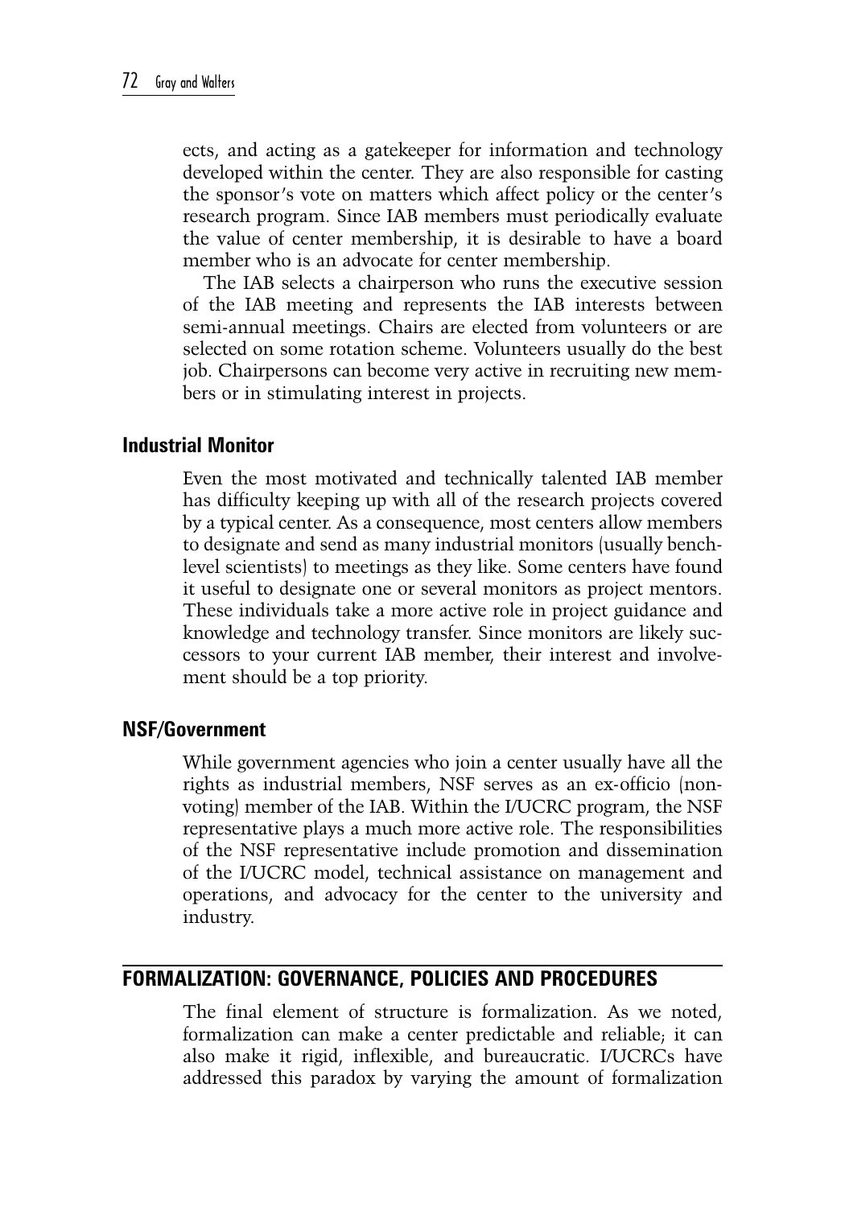ects, and acting as a gatekeeper for information and technology developed within the center. They are also responsible for casting the sponsor's vote on matters which affect policy or the center's research program. Since IAB members must periodically evaluate the value of center membership, it is desirable to have a board member who is an advocate for center membership.

The IAB selects a chairperson who runs the executive session of the IAB meeting and represents the IAB interests between semi-annual meetings. Chairs are elected from volunteers or are selected on some rotation scheme. Volunteers usually do the best job. Chairpersons can become very active in recruiting new members or in stimulating interest in projects.

### Industrial Monitor

Even the most motivated and technically talented IAB member has difficulty keeping up with all of the research projects covered by a typical center. As a consequence, most centers allow members to designate and send as many industrial monitors (usually bench-level scientists) to meetings as they like. Some centers have found it useful to designate one or several monitors as project mentors. These individuals take a more active role in project guidance and knowledge and technology transfer. Since monitors are likely successors to your current IAB member, their interest and involvement should be a top priority.

### NSF/Government

While government agencies who join a center usually have all the rights as industrial members, NSF serves as an ex-officio (non-voting) member of the IAB. Within the I/UCRC program, the NSF representative plays a much more active role. The responsibilities of the NSF representative include promotion and dissemination of the I/UCRC model, technical assistance on management and operations, and advocacy for the center to the university and industry.

## FORMALIZATION: GOVERNANCE, POLICIES AND PROCEDURES

The final element of structure is formalization. As we noted, formalization can make a center predictable and reliable; it can also make it rigid, inflexible, and bureaucratic. I/UCRCs have addressed this paradox by varying the amount of formalization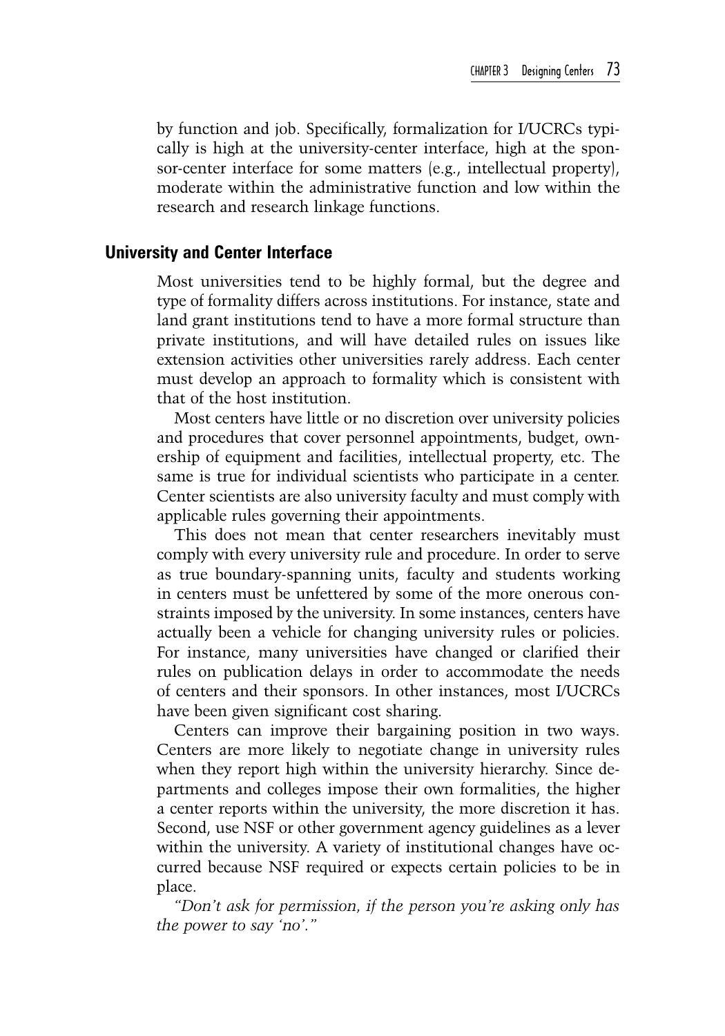by function and job. Specifically, formalization for I/UCRCs typically is high at the university-center interface, high at the sponsor-center interface for some matters (e.g., intellectual property), moderate within the administrative function and low within the research and research linkage functions.

## University and Center Interface

Most universities tend to be highly formal, but the degree and type of formality differs across institutions. For instance, state and land grant institutions tend to have a more formal structure than private institutions, and will have detailed rules on issues like extension activities other universities rarely address. Each center must develop an approach to formality which is consistent with that of the host institution.

Most centers have little or no discretion over university policies and procedures that cover personnel appointments, budget, ownership of equipment and facilities, intellectual property, etc. The same is true for individual scientists who participate in a center. Center scientists are also university faculty and must comply with applicable rules governing their appointments.

This does not mean that center researchers inevitably must comply with every university rule and procedure. In order to serve as true boundary-spanning units, faculty and students working in centers must be unfettered by some of the more onerous constraints imposed by the university. In some instances, centers have actually been a vehicle for changing university rules or policies. For instance, many universities have changed or clarified their rules on publication delays in order to accommodate the needs of centers and their sponsors. In other instances, most I/UCRCs have been given significant cost sharing.

Centers can improve their bargaining position in two ways. Centers are more likely to negotiate change in university rules when they report high within the university hierarchy. Since departments and colleges impose their own formalities, the higher a center reports within the university, the more discretion it has. Second, use NSF or other government agency guidelines as a lever within the university. A variety of institutional changes have occurred because NSF required or expects certain policies to be in place.

*"Don't ask for permission, if the person you're asking only has the power to say 'no'."*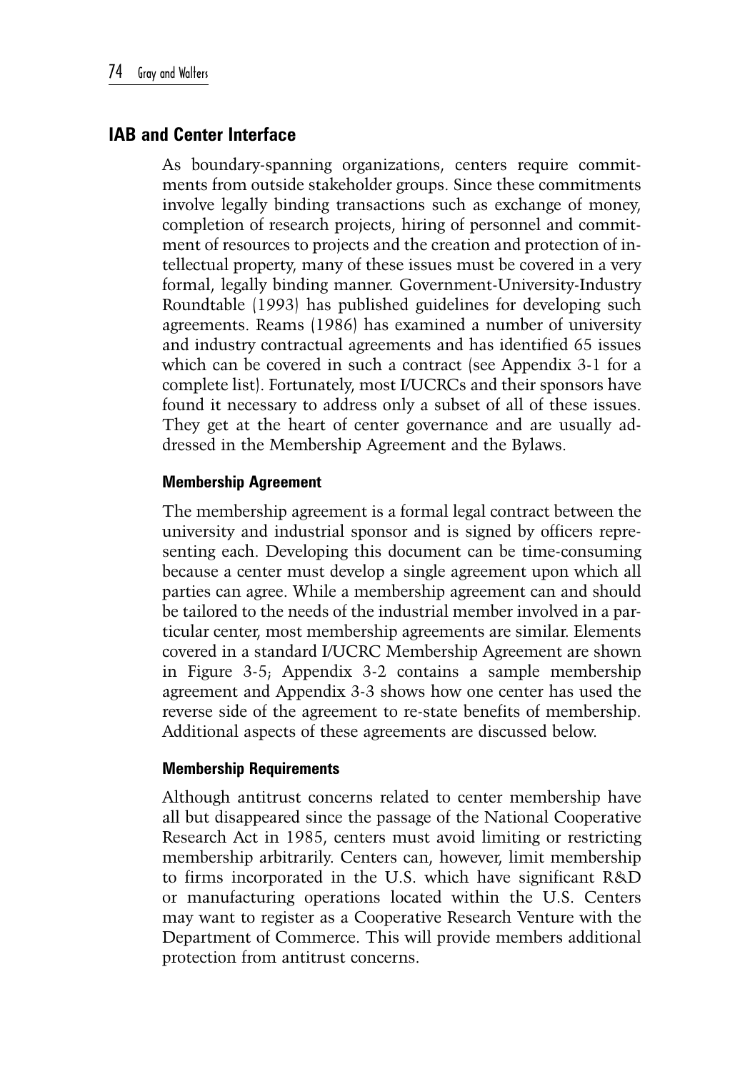## IAB and Center Interface

As boundary-spanning organizations, centers require commitments from outside stakeholder groups. Since these commitments involve legally binding transactions such as exchange of money, completion of research projects, hiring of personnel and commitment of resources to projects and the creation and protection of intellectual property, many of these issues must be covered in a very formal, legally binding manner. Government-University-Industry Roundtable (1993) has published guidelines for developing such agreements. Reams (1986) has examined a number of university and industry contractual agreements and has identified 65 issues which can be covered in such a contract (see Appendix 3-1 for a complete list). Fortunately, most I/UCRCs and their sponsors have found it necessary to address only a subset of all of these issues. They get at the heart of center governance and are usually addressed in the Membership Agreement and the Bylaws.

### Membership Agreement

The membership agreement is a formal legal contract between the university and industrial sponsor and is signed by officers representing each. Developing this document can be time-consuming because a center must develop a single agreement upon which all parties can agree. While a membership agreement can and should be tailored to the needs of the industrial member involved in a particular center, most membership agreements are similar. Elements covered in a standard I/UCRC Membership Agreement are shown in Figure 3-5; Appendix 3-2 contains a sample membership agreement and Appendix 3-3 shows how one center has used the reverse side of the agreement to re-state benefits of membership. Additional aspects of these agreements are discussed below.

### Membership Requirements

Although antitrust concerns related to center membership have all but disappeared since the passage of the National Cooperative Research Act in 1985, centers must avoid limiting or restricting membership arbitrarily. Centers can, however, limit membership to firms incorporated in the U.S. which have significant R&D or manufacturing operations located within the U.S. Centers may want to register as a Cooperative Research Venture with the Department of Commerce. This will provide members additional protection from antitrust concerns.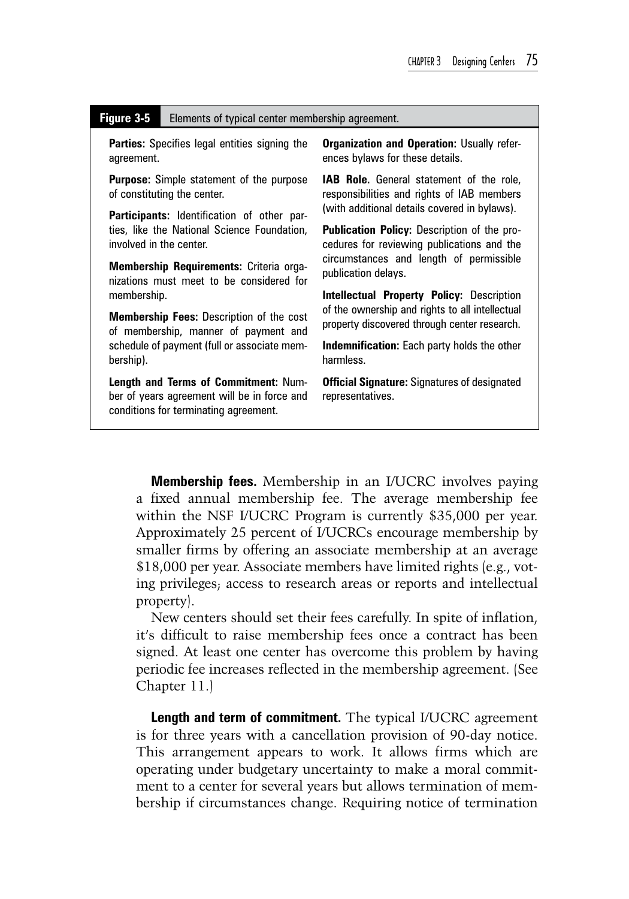**Figure 3-5** Elements of typical center membership agreement.

**Parties:** Specifies legal entities signing the agreement.

**Purpose:** Simple statement of the purpose of constituting the center.

**Participants:** Identification of other parties, like the National Science Foundation, involved in the center.

**Membership Requirements:** Criteria organizations must meet to be considered for membership.

**Membership Fees:** Description of the cost of membership, manner of payment and schedule of payment (full or associate membership).

**Length and Terms of Commitment:** Number of years agreement will be in force and conditions for terminating agreement.

**Organization and Operation:** Usually references bylaws for these details.

**IAB Role.** General statement of the role, responsibilities and rights of IAB members (with additional details covered in bylaws).

**Publication Policy:** Description of the procedures for reviewing publications and the circumstances and length of permissible publication delays.

**Intellectual Property Policy:** Description of the ownership and rights to all intellectual property discovered through center research.

**Indemnification:** Each party holds the other harmless.

**Official Signature:** Signatures of designated representatives.

**Membership fees.** Membership in an I/UCRC involves paying a fixed annual membership fee. The average membership fee within the NSF I/UCRC Program is currently $35,000 per year. Approximately 25 percent of I/UCRCs encourage membership by smaller firms by offering an associate membership at an average $18,000 per year. Associate members have limited rights (e.g., voting privileges; access to research areas or reports and intellectual property).

New centers should set their fees carefully. In spite of inflation, it's difficult to raise membership fees once a contract has been signed. At least one center has overcome this problem by having periodic fee increases reflected in the membership agreement. (See Chapter 11.)

**Length and term of commitment.** The typical I/UCRC agreement is for three years with a cancellation provision of 90-day notice. This arrangement appears to work. It allows firms which are operating under budgetary uncertainty to make a moral commitment to a center for several years but allows termination of membership if circumstances change. Requiring notice of termination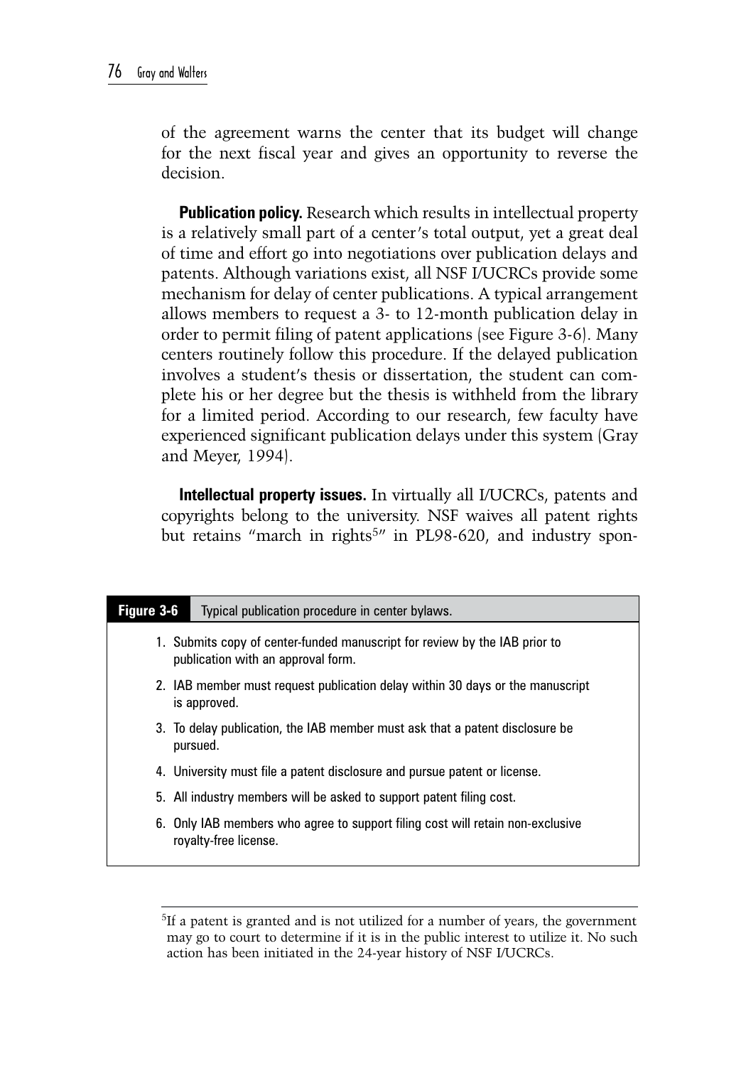of the agreement warns the center that its budget will change for the next fiscal year and gives an opportunity to reverse the decision.

**Publication policy.** Research which results in intellectual property is a relatively small part of a center's total output, yet a great deal of time and effort go into negotiations over publication delays and patents. Although variations exist, all NSF I/UCRCs provide some mechanism for delay of center publications. A typical arrangement allows members to request a 3- to 12-month publication delay in order to permit filing of patent applications (see Figure 3-6). Many centers routinely follow this procedure. If the delayed publication involves a student's thesis or dissertation, the student can complete his or her degree but the thesis is withheld from the library for a limited period. According to our research, few faculty have experienced significant publication delays under this system (Gray and Meyer, 1994).

**Intellectual property issues.** In virtually all I/UCRCs, patents and copyrights belong to the university. NSF waives all patent rights but retains "march in rights[5]" in PL98-620, and industry spon-

**Figure 3-6** Typical publication procedure in center bylaws.

1. Submits copy of center-funded manuscript for review by the IAB prior to publication with an approval form.
2. IAB member must request publication delay within 30 days or the manuscript is approved.
3. To delay publication, the IAB member must ask that a patent disclosure be pursued.
4. University must file a patent disclosure and pursue patent or license.
5. All industry members will be asked to support patent filing cost.
6. Only IAB members who agree to support filing cost will retain non-exclusive royalty-free license.

---

[5]If a patent is granted and is not utilized for a number of years, the government may go to court to determine if it is in the public interest to utilize it. No such action has been initiated in the 24-year history of NSF I/UCRCs.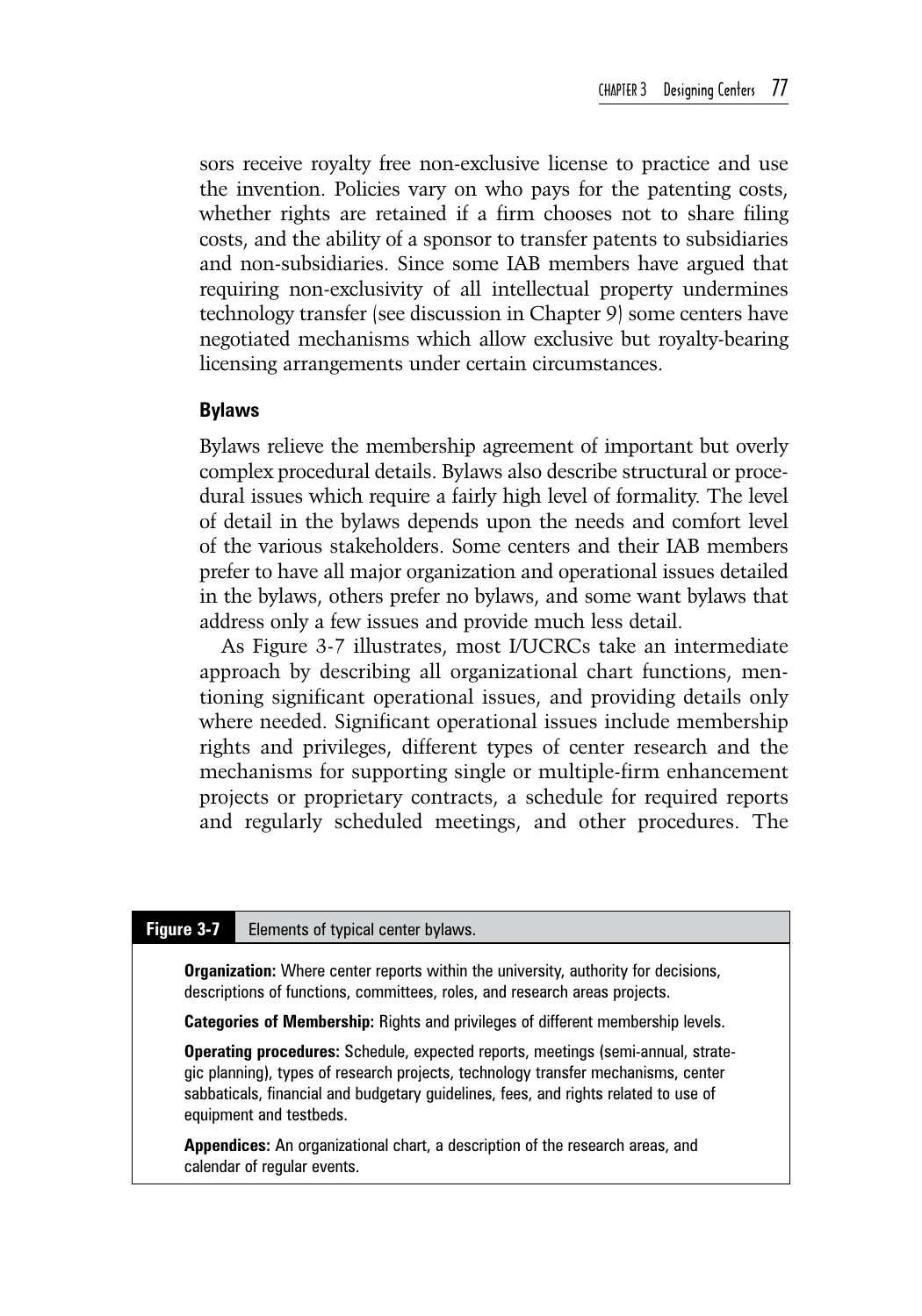sors receive royalty free non-exclusive license to practice and use the invention. Policies vary on who pays for the patenting costs, whether rights are retained if a firm chooses not to share filing costs, and the ability of a sponsor to transfer patents to subsidiaries and non-subsidiaries. Since some IAB members have argued that requiring non-exclusivity of all intellectual property undermines technology transfer (see discussion in Chapter 9) some centers have negotiated mechanisms which allow exclusive but royalty-bearing licensing arrangements under certain circumstances.

### Bylaws

Bylaws relieve the membership agreement of important but overly complex procedural details. Bylaws also describe structural or procedural issues which require a fairly high level of formality. The level of detail in the bylaws depends upon the needs and comfort level of the various stakeholders. Some centers and their IAB members prefer to have all major organization and operational issues detailed in the bylaws, others prefer no bylaws, and some want bylaws that address only a few issues and provide much less detail.

As Figure 3-7 illustrates, most I/UCRCs take an intermediate approach by describing all organizational chart functions, mentioning significant operational issues, and providing details only where needed. Significant operational issues include membership rights and privileges, different types of center research and the mechanisms for supporting single or multiple-firm enhancement projects or proprietary contracts, a schedule for required reports and regularly scheduled meetings, and other procedures. The

**Figure 3-7** Elements of typical center bylaws.

**Organization:** Where center reports within the university, authority for decisions, descriptions of functions, committees, roles, and research areas projects.

**Categories of Membership:** Rights and privileges of different membership levels.

**Operating procedures:** Schedule, expected reports, meetings (semi-annual, strategic planning), types of research projects, technology transfer mechanisms, center sabbaticals, financial and budgetary guidelines, fees, and rights related to use of equipment and testbeds.

**Appendices:** An organizational chart, a description of the research areas, and calendar of regular events.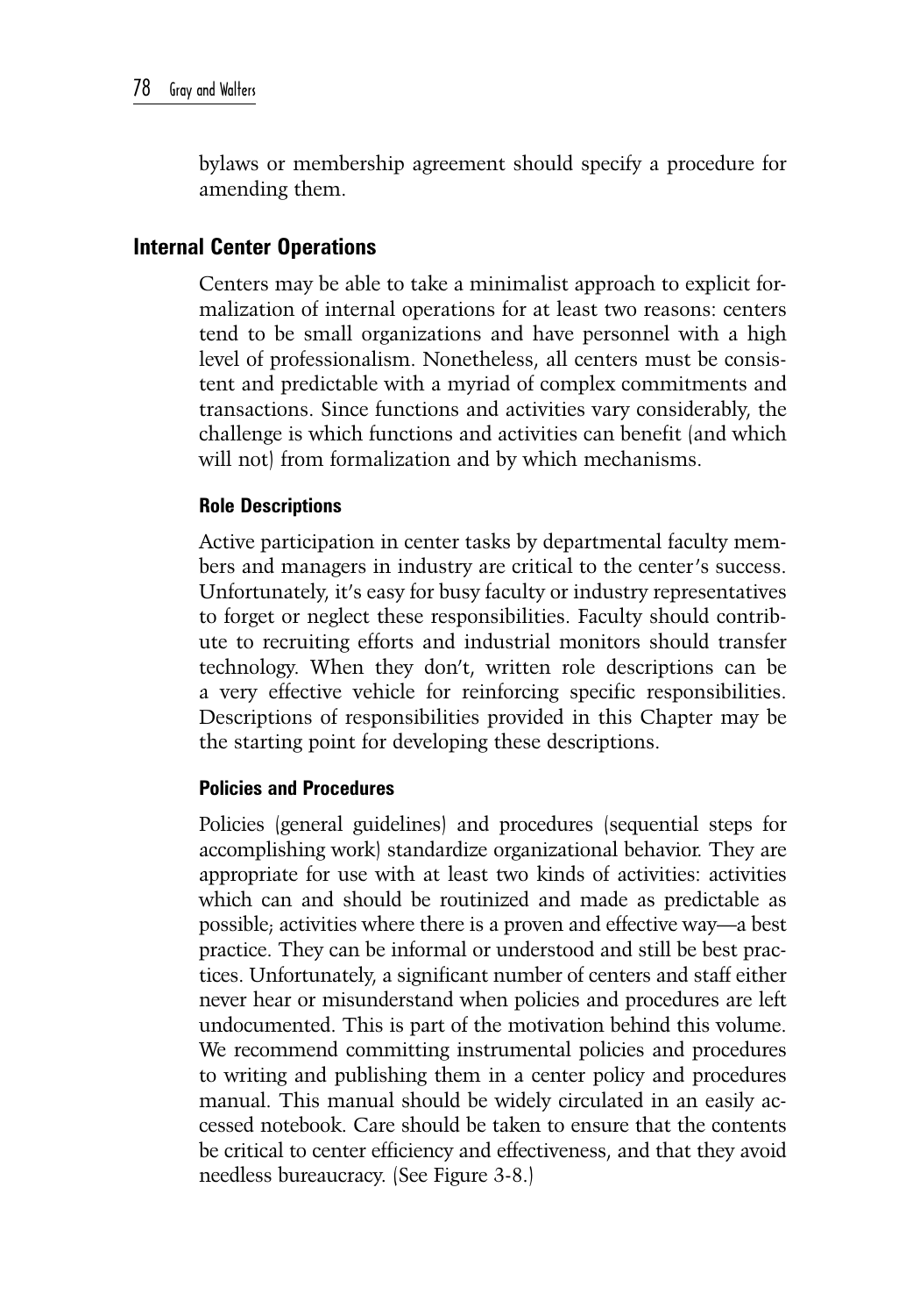bylaws or membership agreement should specify a procedure for amending them.

## Internal Center Operations

Centers may be able to take a minimalist approach to explicit formalization of internal operations for at least two reasons: centers tend to be small organizations and have personnel with a high level of professionalism. Nonetheless, all centers must be consistent and predictable with a myriad of complex commitments and transactions. Since functions and activities vary considerably, the challenge is which functions and activities can benefit (and which will not) from formalization and by which mechanisms.

### Role Descriptions

Active participation in center tasks by departmental faculty members and managers in industry are critical to the center's success. Unfortunately, it's easy for busy faculty or industry representatives to forget or neglect these responsibilities. Faculty should contribute to recruiting efforts and industrial monitors should transfer technology. When they don't, written role descriptions can be a very effective vehicle for reinforcing specific responsibilities. Descriptions of responsibilities provided in this Chapter may be the starting point for developing these descriptions.

### Policies and Procedures

Policies (general guidelines) and procedures (sequential steps for accomplishing work) standardize organizational behavior. They are appropriate for use with at least two kinds of activities: activities which can and should be routinized and made as predictable as possible; activities where there is a proven and effective way—a best practice. They can be informal or understood and still be best practices. Unfortunately, a significant number of centers and staff either never hear or misunderstand when policies and procedures are left undocumented. This is part of the motivation behind this volume. We recommend committing instrumental policies and procedures to writing and publishing them in a center policy and procedures manual. This manual should be widely circulated in an easily accessed notebook. Care should be taken to ensure that the contents be critical to center efficiency and effectiveness, and that they avoid needless bureaucracy. (See Figure 3-8.)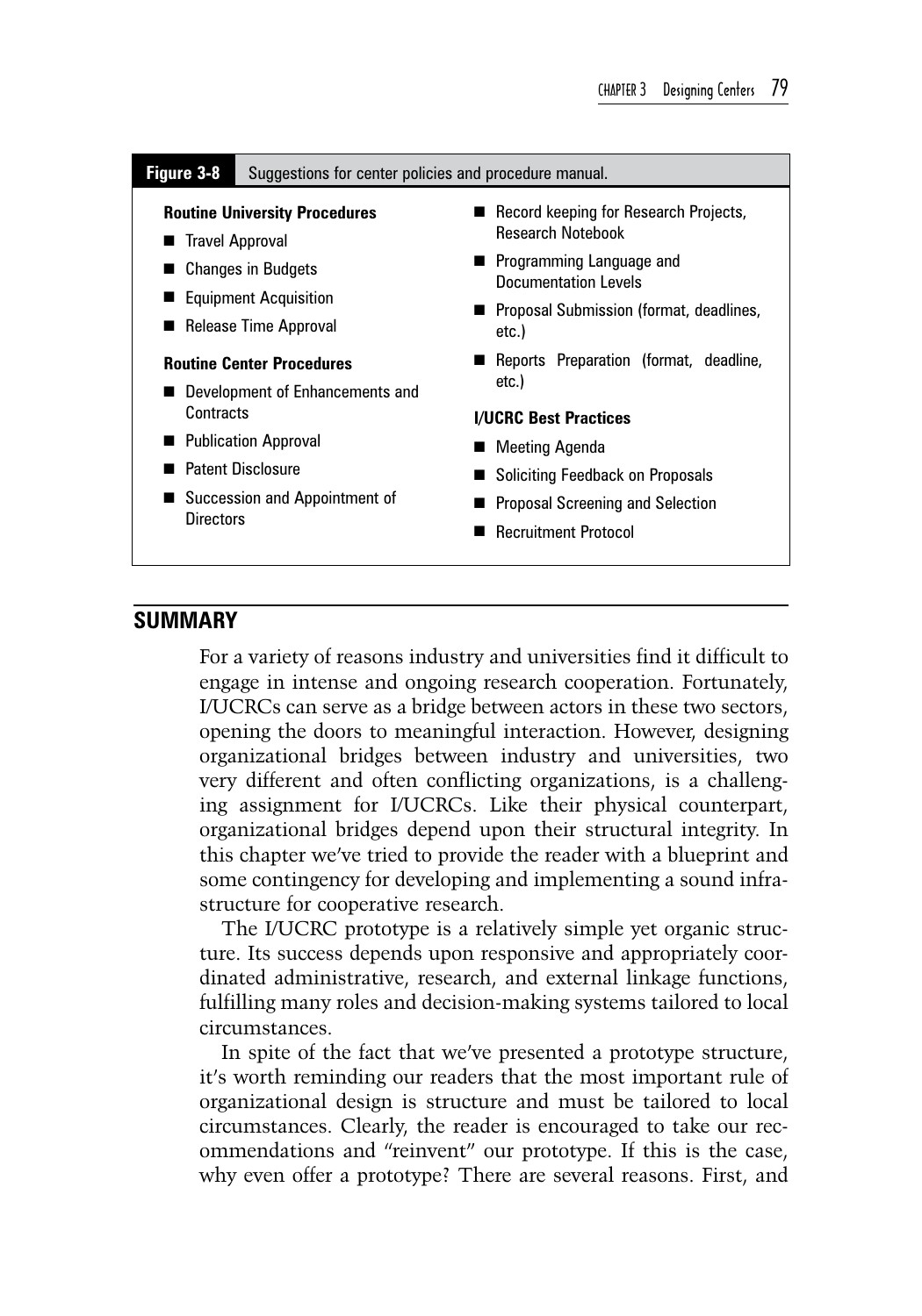**Figure 3-8** Suggestions for center policies and procedure manual.

**Routine University Procedures**

- Travel Approval
- Changes in Budgets
- Equipment Acquisition
- Release Time Approval

**Routine Center Procedures**

- Development of Enhancements and Contracts
- Publication Approval
- Patent Disclosure
- Succession and Appointment of Directors
- Record keeping for Research Projects, Research Notebook
- Programming Language and Documentation Levels
- Proposal Submission (format, deadlines, etc.)
- Reports Preparation (format, deadline, etc.)

**I/UCRC Best Practices**

- Meeting Agenda
- Soliciting Feedback on Proposals
- Proposal Screening and Selection
- Recruitment Protocol

## SUMMARY

For a variety of reasons industry and universities find it difficult to engage in intense and ongoing research cooperation. Fortunately, I/UCRCs can serve as a bridge between actors in these two sectors, opening the doors to meaningful interaction. However, designing organizational bridges between industry and universities, two very different and often conflicting organizations, is a challenging assignment for I/UCRCs. Like their physical counterpart, organizational bridges depend upon their structural integrity. In this chapter we've tried to provide the reader with a blueprint and some contingency for developing and implementing a sound infrastructure for cooperative research.

The I/UCRC prototype is a relatively simple yet organic structure. Its success depends upon responsive and appropriately coordinated administrative, research, and external linkage functions, fulfilling many roles and decision-making systems tailored to local circumstances.

In spite of the fact that we've presented a prototype structure, it's worth reminding our readers that the most important rule of organizational design is structure and must be tailored to local circumstances. Clearly, the reader is encouraged to take our recommendations and "reinvent" our prototype. If this is the case, why even offer a prototype? There are several reasons. First, and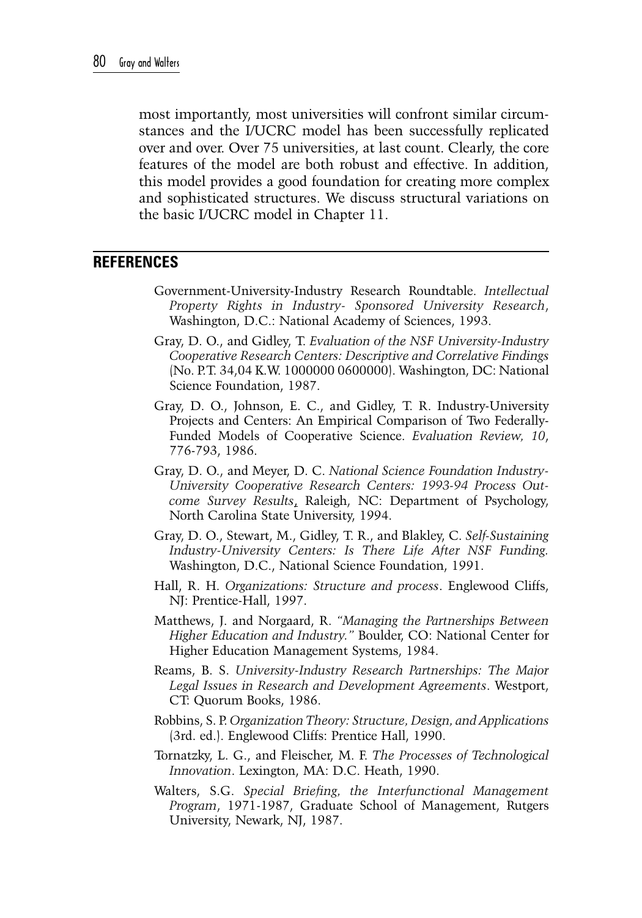most importantly, most universities will confront similar circumstances and the I/UCRC model has been successfully replicated over and over. Over 75 universities, at last count. Clearly, the core features of the model are both robust and effective. In addition, this model provides a good foundation for creating more complex and sophisticated structures. We discuss structural variations on the basic I/UCRC model in Chapter 11.

## REFERENCES

Government-University-Industry Research Roundtable. *Intellectual Property Rights in Industry- Sponsored University Research*, Washington, D.C.: National Academy of Sciences, 1993.

Gray, D. O., and Gidley, T. *Evaluation of the NSF University-Industry Cooperative Research Centers: Descriptive and Correlative Findings* (No. P.T. 34,04 K.W. 1000000 0600000). Washington, DC: National Science Foundation, 1987.

Gray, D. O., Johnson, E. C., and Gidley, T. R. Industry-University Projects and Centers: An Empirical Comparison of Two Federally-Funded Models of Cooperative Science. *Evaluation Review, 10*, 776-793, 1986.

Gray, D. O., and Meyer, D. C. *National Science Foundation Industry-University Cooperative Research Centers: 1993-94 Process Outcome Survey Results*, Raleigh, NC: Department of Psychology, North Carolina State University, 1994.

Gray, D. O., Stewart, M., Gidley, T. R., and Blakley, C. *Self-Sustaining Industry-University Centers: Is There Life After NSF Funding.* Washington, D.C., National Science Foundation, 1991.

Hall, R. H. *Organizations: Structure and process*. Englewood Cliffs, NJ: Prentice-Hall, 1997.

Matthews, J. and Norgaard, R. *"Managing the Partnerships Between Higher Education and Industry."* Boulder, CO: National Center for Higher Education Management Systems, 1984.

Reams, B. S. *University-Industry Research Partnerships: The Major Legal Issues in Research and Development Agreements*. Westport, CT: Quorum Books, 1986.

Robbins, S. P. *Organization Theory: Structure, Design, and Applications* (3rd. ed.). Englewood Cliffs: Prentice Hall, 1990.

Tornatzky, L. G., and Fleischer, M. F. *The Processes of Technological Innovation*. Lexington, MA: D.C. Heath, 1990.

Walters, S.G. *Special Briefing, the Interfunctional Management Program*, 1971-1987, Graduate School of Management, Rutgers University, Newark, NJ, 1987.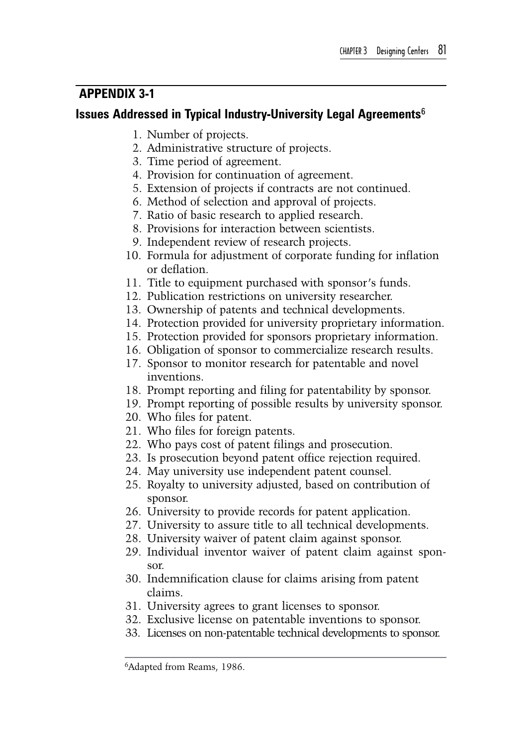## APPENDIX 3-1

### Issues Addressed in Typical Industry-University Legal Agreements[6]

1. Number of projects.
2. Administrative structure of projects.
3. Time period of agreement.
4. Provision for continuation of agreement.
5. Extension of projects if contracts are not continued.
6. Method of selection and approval of projects.
7. Ratio of basic research to applied research.
8. Provisions for interaction between scientists.
9. Independent review of research projects.
10. Formula for adjustment of corporate funding for inflation or deflation.
11. Title to equipment purchased with sponsor's funds.
12. Publication restrictions on university researcher.
13. Ownership of patents and technical developments.
14. Protection provided for university proprietary information.
15. Protection provided for sponsors proprietary information.
16. Obligation of sponsor to commercialize research results.
17. Sponsor to monitor research for patentable and novel inventions.
18. Prompt reporting and filing for patentability by sponsor.
19. Prompt reporting of possible results by university sponsor.
20. Who files for patent.
21. Who files for foreign patents.
22. Who pays cost of patent filings and prosecution.
23. Is prosecution beyond patent office rejection required.
24. May university use independent patent counsel.
25. Royalty to university adjusted, based on contribution of sponsor.
26. University to provide records for patent application.
27. University to assure title to all technical developments.
28. University waiver of patent claim against sponsor.
29. Individual inventor waiver of patent claim against sponsor.
30. Indemnification clause for claims arising from patent claims.
31. University agrees to grant licenses to sponsor.
32. Exclusive license on patentable inventions to sponsor.
33. Licenses on non-patentable technical developments to sponsor.

---

[6]Adapted from Reams, 1986.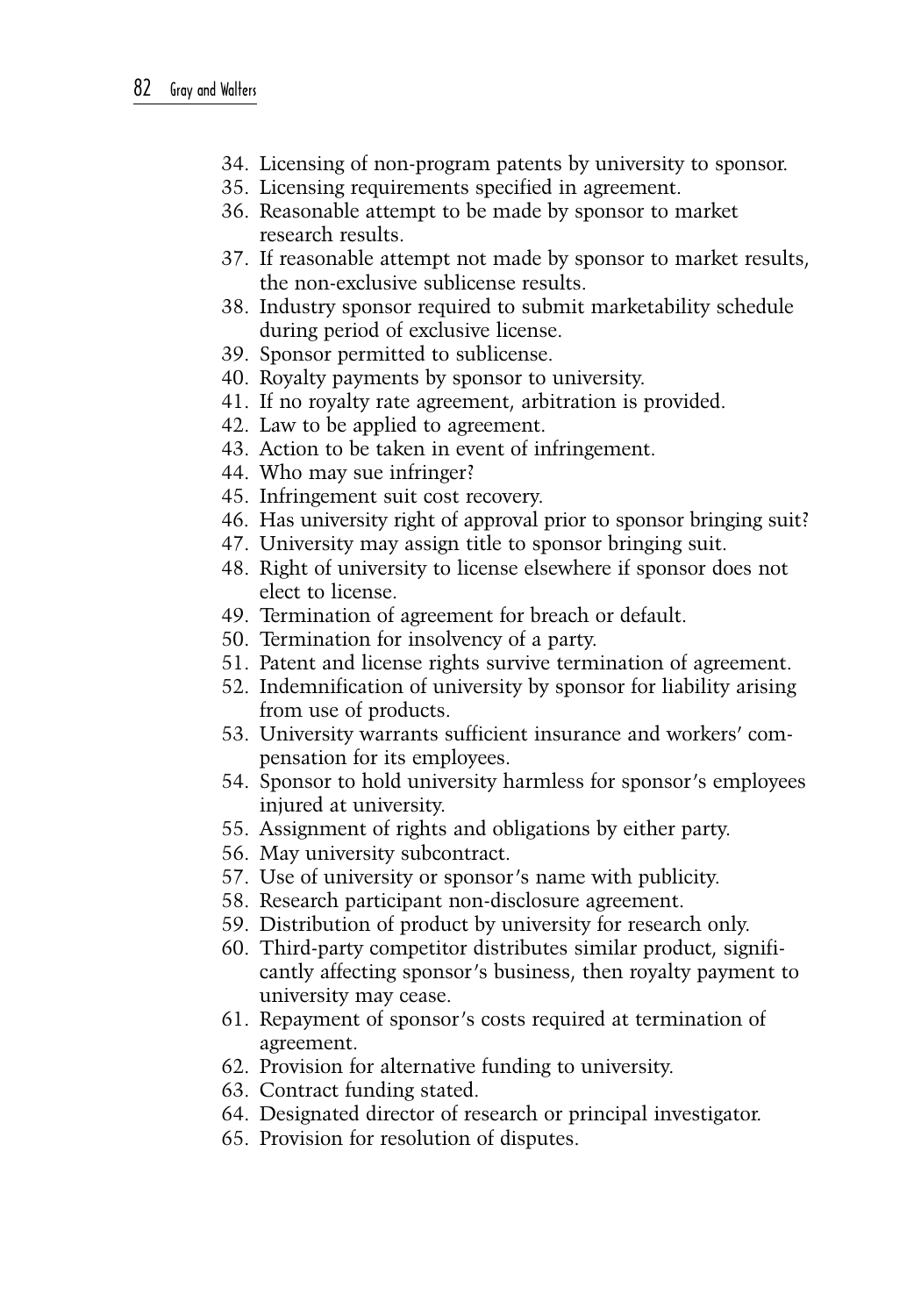34. Licensing of non-program patents by university to sponsor.
35. Licensing requirements specified in agreement.
36. Reasonable attempt to be made by sponsor to market research results.
37. If reasonable attempt not made by sponsor to market results, the non-exclusive sublicense results.
38. Industry sponsor required to submit marketability schedule during period of exclusive license.
39. Sponsor permitted to sublicense.
40. Royalty payments by sponsor to university.
41. If no royalty rate agreement, arbitration is provided.
42. Law to be applied to agreement.
43. Action to be taken in event of infringement.
44. Who may sue infringer?
45. Infringement suit cost recovery.
46. Has university right of approval prior to sponsor bringing suit?
47. University may assign title to sponsor bringing suit.
48. Right of university to license elsewhere if sponsor does not elect to license.
49. Termination of agreement for breach or default.
50. Termination for insolvency of a party.
51. Patent and license rights survive termination of agreement.
52. Indemnification of university by sponsor for liability arising from use of products.
53. University warrants sufficient insurance and workers' compensation for its employees.
54. Sponsor to hold university harmless for sponsor's employees injured at university.
55. Assignment of rights and obligations by either party.
56. May university subcontract.
57. Use of university or sponsor's name with publicity.
58. Research participant non-disclosure agreement.
59. Distribution of product by university for research only.
60. Third-party competitor distributes similar product, significantly affecting sponsor's business, then royalty payment to university may cease.
61. Repayment of sponsor's costs required at termination of agreement.
62. Provision for alternative funding to university.
63. Contract funding stated.
64. Designated director of research or principal investigator.
65. Provision for resolution of disputes.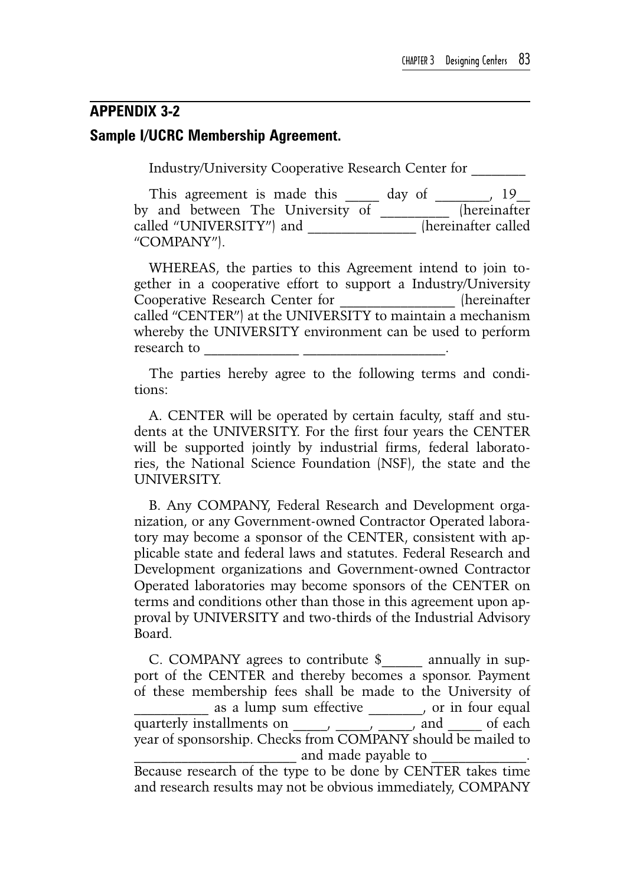## APPENDIX 3-2

### Sample I/UCRC Membership Agreement.

Industry/University Cooperative Research Center for _______

This agreement is made this _____ day of _______, 19__ by and between The University of _________ (hereinafter called "UNIVERSITY") and ______________ (hereinafter called "COMPANY").

WHEREAS, the parties to this Agreement intend to join together in a cooperative effort to support a Industry/University Cooperative Research Center for _______________ (hereinafter called "CENTER") at the UNIVERSITY to maintain a mechanism whereby the UNIVERSITY environment can be used to perform research to ____________ __________________.

The parties hereby agree to the following terms and conditions:

A. CENTER will be operated by certain faculty, staff and students at the UNIVERSITY. For the first four years the CENTER will be supported jointly by industrial firms, federal laboratories, the National Science Foundation (NSF), the state and the UNIVERSITY.

B. Any COMPANY, Federal Research and Development organization, or any Government-owned Contractor Operated laboratory may become a sponsor of the CENTER, consistent with applicable state and federal laws and statutes. Federal Research and Development organizations and Government-owned Contractor Operated laboratories may become sponsors of the CENTER on terms and conditions other than those in this agreement upon approval by UNIVERSITY and two-thirds of the Industrial Advisory Board.

C. COMPANY agrees to contribute $_____ annually in support of the CENTER and thereby becomes a sponsor. Payment of these membership fees shall be made to the University of __________ as a lump sum effective _______, or in four equal quarterly installments on _____, _____, _____, and _____ of each year of sponsorship. Checks from COMPANY should be mailed to ______________________ and made payable to ____________. Because research of the type to be done by CENTER takes time and research results may not be obvious immediately, COMPANY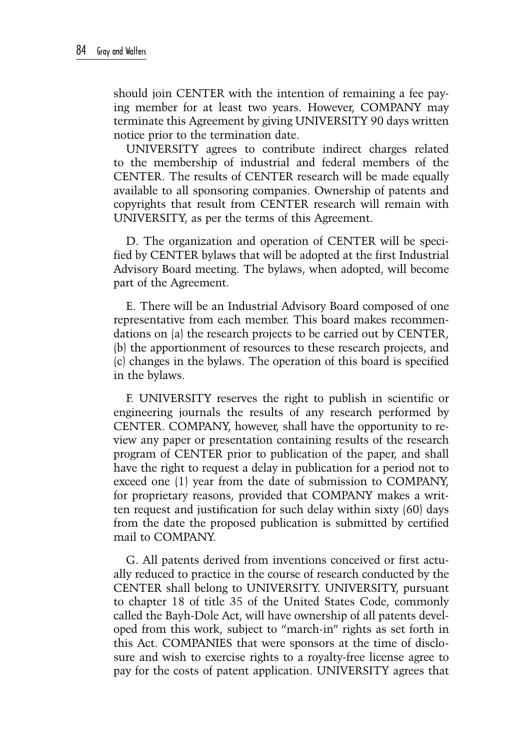should join CENTER with the intention of remaining a fee paying member for at least two years. However, COMPANY may terminate this Agreement by giving UNIVERSITY 90 days written notice prior to the termination date.

UNIVERSITY agrees to contribute indirect charges related to the membership of industrial and federal members of the CENTER. The results of CENTER research will be made equally available to all sponsoring companies. Ownership of patents and copyrights that result from CENTER research will remain with UNIVERSITY, as per the terms of this Agreement.

D. The organization and operation of CENTER will be specified by CENTER bylaws that will be adopted at the first Industrial Advisory Board meeting. The bylaws, when adopted, will become part of the Agreement.

E. There will be an Industrial Advisory Board composed of one representative from each member. This board makes recommendations on (a) the research projects to be carried out by CENTER, (b) the apportionment of resources to these research projects, and (c) changes in the bylaws. The operation of this board is specified in the bylaws.

F. UNIVERSITY reserves the right to publish in scientific or engineering journals the results of any research performed by CENTER. COMPANY, however, shall have the opportunity to review any paper or presentation containing results of the research program of CENTER prior to publication of the paper, and shall have the right to request a delay in publication for a period not to exceed one (1) year from the date of submission to COMPANY, for proprietary reasons, provided that COMPANY makes a written request and justification for such delay within sixty (60) days from the date the proposed publication is submitted by certified mail to COMPANY.

G. All patents derived from inventions conceived or first actually reduced to practice in the course of research conducted by the CENTER shall belong to UNIVERSITY. UNIVERSITY, pursuant to chapter 18 of title 35 of the United States Code, commonly called the Bayh-Dole Act, will have ownership of all patents developed from this work, subject to "march-in" rights as set forth in this Act. COMPANIES that were sponsors at the time of disclosure and wish to exercise rights to a royalty-free license agree to pay for the costs of patent application. UNIVERSITY agrees that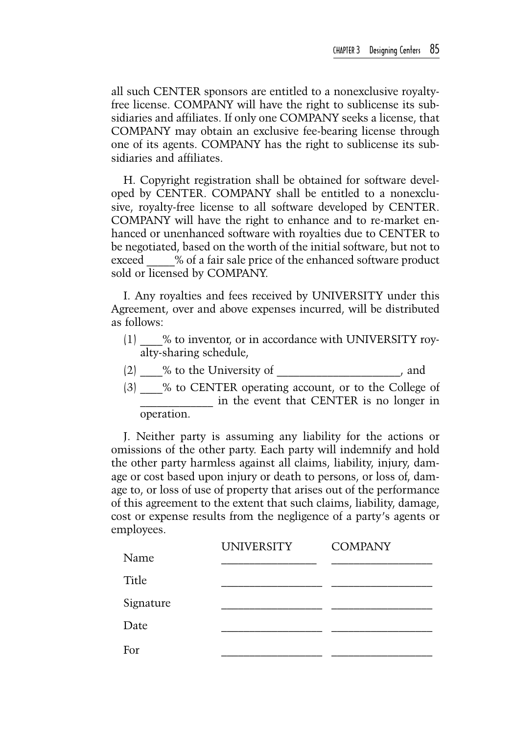all such CENTER sponsors are entitled to a nonexclusive royalty-free license. COMPANY will have the right to sublicense its subsidiaries and affiliates. If only one COMPANY seeks a license, that COMPANY may obtain an exclusive fee-bearing license through one of its agents. COMPANY has the right to sublicense its subsidiaries and affiliates.

H. Copyright registration shall be obtained for software developed by CENTER. COMPANY shall be entitled to a nonexclusive, royalty-free license to all software developed by CENTER. COMPANY will have the right to enhance and to re-market enhanced or unenhanced software with royalties due to CENTER to be negotiated, based on the worth of the initial software, but not to exceed ____% of a fair sale price of the enhanced software product sold or licensed by COMPANY.

I. Any royalties and fees received by UNIVERSITY under this Agreement, over and above expenses incurred, will be distributed as follows:

(1) ___% to inventor, or in accordance with UNIVERSITY royalty-sharing schedule,

(2) ___% to the University of ___________________, and

(3) ___% to CENTER operating account, or to the College of ___________ in the event that CENTER is no longer in operation.

J. Neither party is assuming any liability for the actions or omissions of the other party. Each party will indemnify and hold the other party harmless against all claims, liability, injury, damage or cost based upon injury or death to persons, or loss of, damage to, or loss of use of property that arises out of the performance of this agreement to the extent that such claims, liability, damage, cost or expense results from the negligence of a party's agents or employees.

| | UNIVERSITY | COMPANY |
|---|---|---|
| Name | _______________ | _______________ |
| Title | _______________ | _______________ |
| Signature | _______________ | _______________ |
| Date | _______________ | _______________ |
| For | _______________ | _______________ |